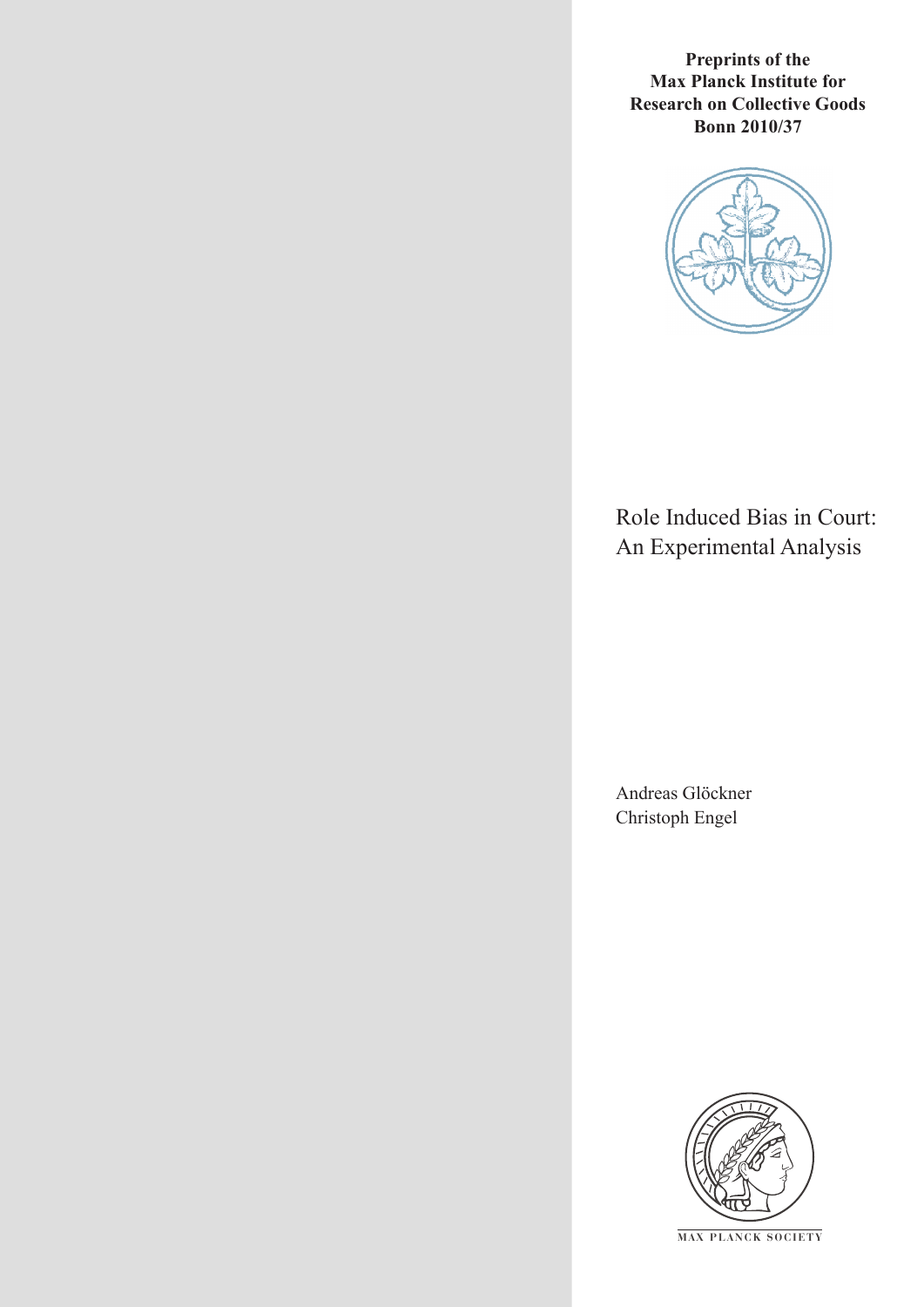**Preprints of the Max Planck Institute for Research on Collective Goods Bonn 2010/37**

# Role Induced Bias in Court: An Experimental Analysis

Andreas Glöckner
Christoph Engel

MAX PLANCK SOCIETY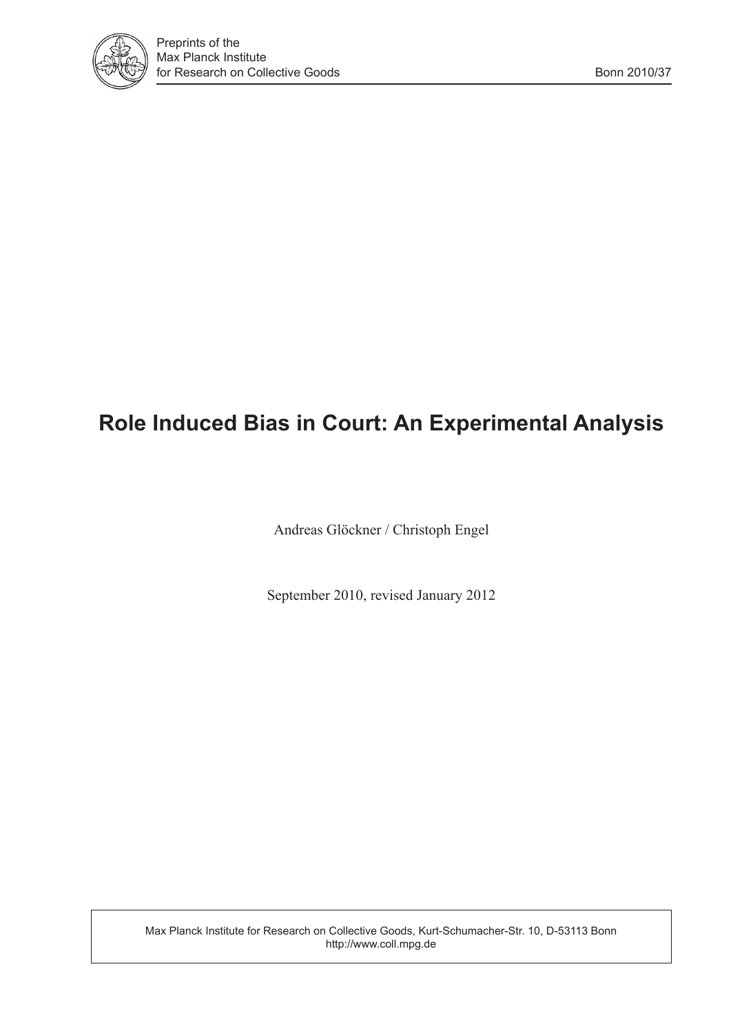Preprints of the
Max Planck Institute
for Research on Collective Goods

Bonn 2010/37

# Role Induced Bias in Court: An Experimental Analysis

Andreas Glöckner / Christoph Engel

September 2010, revised January 2012

Max Planck Institute for Research on Collective Goods, Kurt-Schumacher-Str. 10, D-53113 Bonn
http://www.coll.mpg.de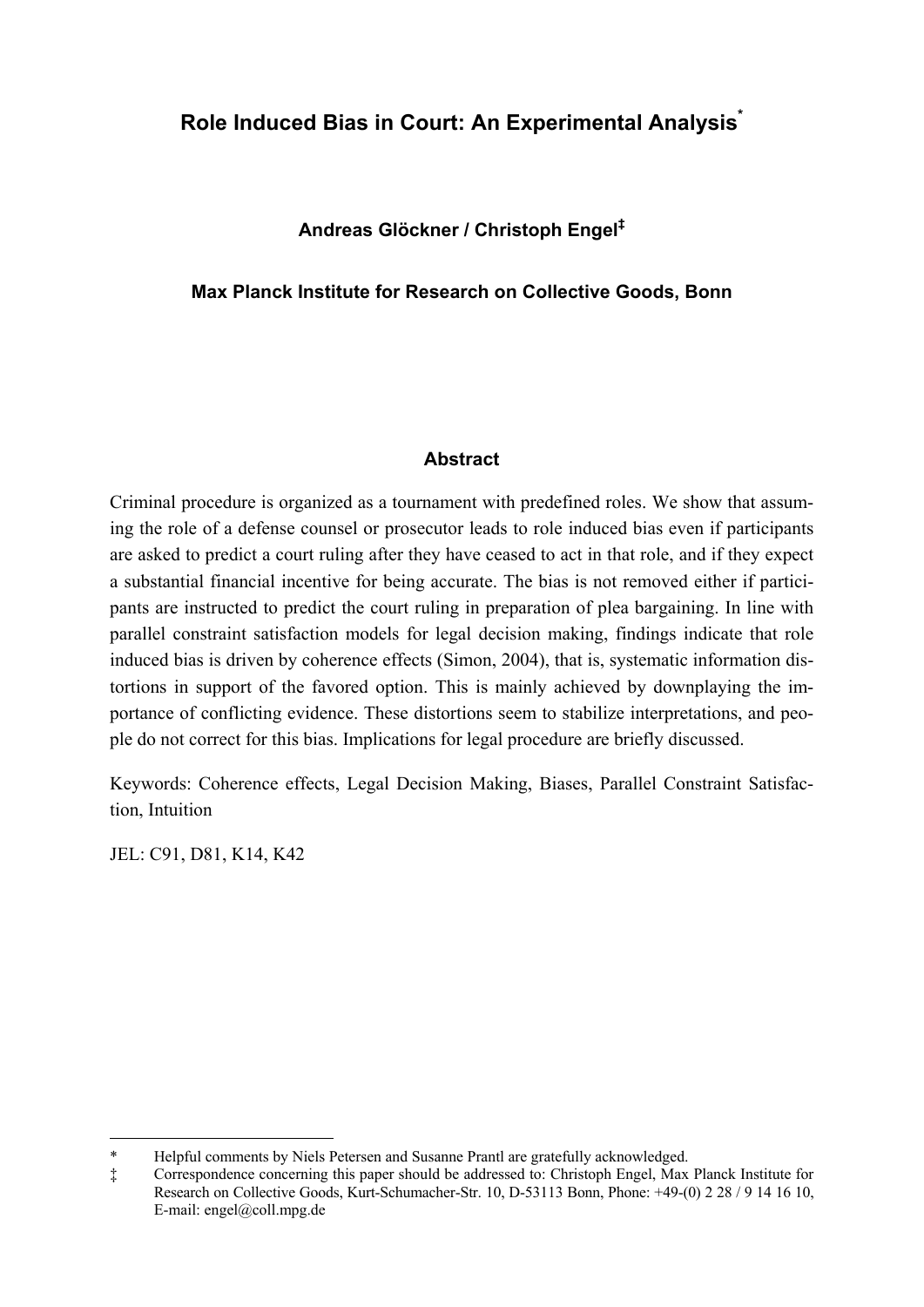# Role Induced Bias in Court: An Experimental Analysis*

**Andreas Glöckner / Christoph Engel‡**

**Max Planck Institute for Research on Collective Goods, Bonn**

## Abstract

Criminal procedure is organized as a tournament with predefined roles. We show that assuming the role of a defense counsel or prosecutor leads to role induced bias even if participants are asked to predict a court ruling after they have ceased to act in that role, and if they expect a substantial financial incentive for being accurate. The bias is not removed either if participants are instructed to predict the court ruling in preparation of plea bargaining. In line with parallel constraint satisfaction models for legal decision making, findings indicate that role induced bias is driven by coherence effects (Simon, 2004), that is, systematic information distortions in support of the favored option. This is mainly achieved by downplaying the importance of conflicting evidence. These distortions seem to stabilize interpretations, and people do not correct for this bias. Implications for legal procedure are briefly discussed.

Keywords: Coherence effects, Legal Decision Making, Biases, Parallel Constraint Satisfaction, Intuition

JEL: C91, D81, K14, K42

---

\* Helpful comments by Niels Petersen and Susanne Prantl are gratefully acknowledged.

‡ Correspondence concerning this paper should be addressed to: Christoph Engel, Max Planck Institute for Research on Collective Goods, Kurt-Schumacher-Str. 10, D-53113 Bonn, Phone: +49-(0) 2 28 / 9 14 16 10, E-mail: engel@coll.mpg.de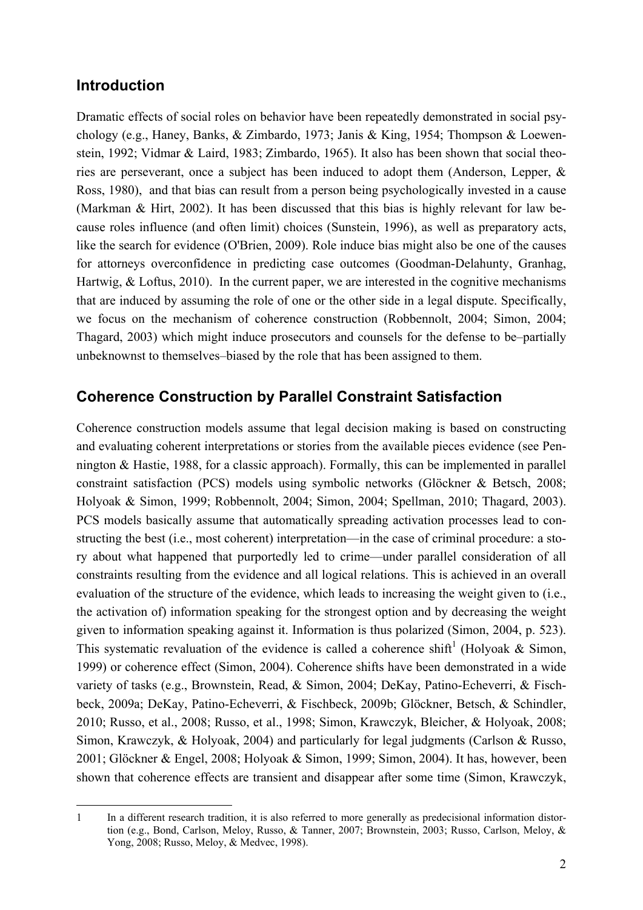## Introduction

Dramatic effects of social roles on behavior have been repeatedly demonstrated in social psychology (e.g., Haney, Banks, & Zimbardo, 1973; Janis & King, 1954; Thompson & Loewenstein, 1992; Vidmar & Laird, 1983; Zimbardo, 1965). It also has been shown that social theories are perseverant, once a subject has been induced to adopt them (Anderson, Lepper, & Ross, 1980), and that bias can result from a person being psychologically invested in a cause (Markman & Hirt, 2002). It has been discussed that this bias is highly relevant for law because roles influence (and often limit) choices (Sunstein, 1996), as well as preparatory acts, like the search for evidence (O'Brien, 2009). Role induce bias might also be one of the causes for attorneys overconfidence in predicting case outcomes (Goodman-Delahunty, Granhag, Hartwig, & Loftus, 2010). In the current paper, we are interested in the cognitive mechanisms that are induced by assuming the role of one or the other side in a legal dispute. Specifically, we focus on the mechanism of coherence construction (Robbennolt, 2004; Simon, 2004; Thagard, 2003) which might induce prosecutors and counsels for the defense to be–partially unbeknownst to themselves–biased by the role that has been assigned to them.

## Coherence Construction by Parallel Constraint Satisfaction

Coherence construction models assume that legal decision making is based on constructing and evaluating coherent interpretations or stories from the available pieces evidence (see Pennington & Hastie, 1988, for a classic approach). Formally, this can be implemented in parallel constraint satisfaction (PCS) models using symbolic networks (Glöckner & Betsch, 2008; Holyoak & Simon, 1999; Robbennolt, 2004; Simon, 2004; Spellman, 2010; Thagard, 2003). PCS models basically assume that automatically spreading activation processes lead to constructing the best (i.e., most coherent) interpretation—in the case of criminal procedure: a story about what happened that purportedly led to crime—under parallel consideration of all constraints resulting from the evidence and all logical relations. This is achieved in an overall evaluation of the structure of the evidence, which leads to increasing the weight given to (i.e., the activation of) information speaking for the strongest option and by decreasing the weight given to information speaking against it. Information is thus polarized (Simon, 2004, p. 523). This systematic revaluation of the evidence is called a coherence shift[1] (Holyoak & Simon, 1999) or coherence effect (Simon, 2004). Coherence shifts have been demonstrated in a wide variety of tasks (e.g., Brownstein, Read, & Simon, 2004; DeKay, Patino-Echeverri, & Fischbeck, 2009a; DeKay, Patino-Echeverri, & Fischbeck, 2009b; Glöckner, Betsch, & Schindler, 2010; Russo, et al., 2008; Russo, et al., 1998; Simon, Krawczyk, Bleicher, & Holyoak, 2008; Simon, Krawczyk, & Holyoak, 2004) and particularly for legal judgments (Carlson & Russo, 2001; Glöckner & Engel, 2008; Holyoak & Simon, 1999; Simon, 2004). It has, however, been shown that coherence effects are transient and disappear after some time (Simon, Krawczyk,

1 In a different research tradition, it is also referred to more generally as predecisional information distortion (e.g., Bond, Carlson, Meloy, Russo, & Tanner, 2007; Brownstein, 2003; Russo, Carlson, Meloy, & Yong, 2008; Russo, Meloy, & Medvec, 1998).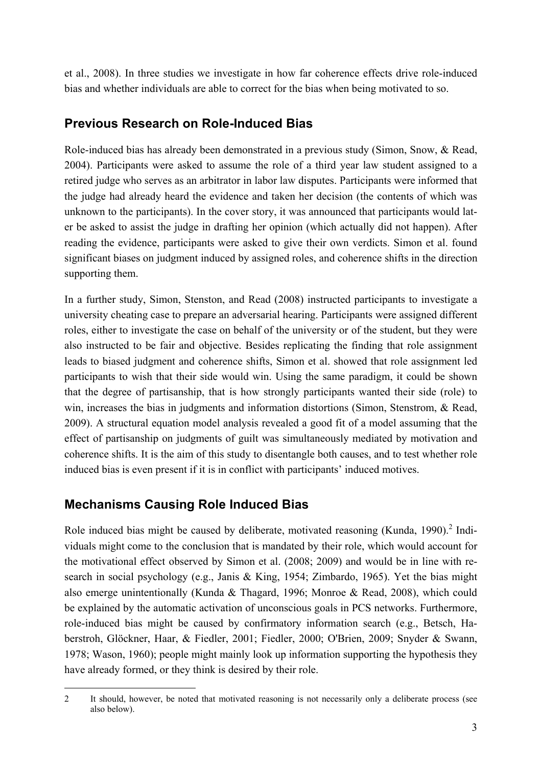et al., 2008). In three studies we investigate in how far coherence effects drive role-induced bias and whether individuals are able to correct for the bias when being motivated to so.

## Previous Research on Role-Induced Bias

Role-induced bias has already been demonstrated in a previous study (Simon, Snow, & Read, 2004). Participants were asked to assume the role of a third year law student assigned to a retired judge who serves as an arbitrator in labor law disputes. Participants were informed that the judge had already heard the evidence and taken her decision (the contents of which was unknown to the participants). In the cover story, it was announced that participants would later be asked to assist the judge in drafting her opinion (which actually did not happen). After reading the evidence, participants were asked to give their own verdicts. Simon et al. found significant biases on judgment induced by assigned roles, and coherence shifts in the direction supporting them.

In a further study, Simon, Stenston, and Read (2008) instructed participants to investigate a university cheating case to prepare an adversarial hearing. Participants were assigned different roles, either to investigate the case on behalf of the university or of the student, but they were also instructed to be fair and objective. Besides replicating the finding that role assignment leads to biased judgment and coherence shifts, Simon et al. showed that role assignment led participants to wish that their side would win. Using the same paradigm, it could be shown that the degree of partisanship, that is how strongly participants wanted their side (role) to win, increases the bias in judgments and information distortions (Simon, Stenstrom, & Read, 2009). A structural equation model analysis revealed a good fit of a model assuming that the effect of partisanship on judgments of guilt was simultaneously mediated by motivation and coherence shifts. It is the aim of this study to disentangle both causes, and to test whether role induced bias is even present if it is in conflict with participants' induced motives.

## Mechanisms Causing Role Induced Bias

Role induced bias might be caused by deliberate, motivated reasoning (Kunda, 1990).[2] Individuals might come to the conclusion that is mandated by their role, which would account for the motivational effect observed by Simon et al. (2008; 2009) and would be in line with research in social psychology (e.g., Janis & King, 1954; Zimbardo, 1965). Yet the bias might also emerge unintentionally (Kunda & Thagard, 1996; Monroe & Read, 2008), which could be explained by the automatic activation of unconscious goals in PCS networks. Furthermore, role-induced bias might be caused by confirmatory information search (e.g., Betsch, Haberstroh, Glöckner, Haar, & Fiedler, 2001; Fiedler, 2000; O'Brien, 2009; Snyder & Swann, 1978; Wason, 1960); people might mainly look up information supporting the hypothesis they have already formed, or they think is desired by their role.

---

2 It should, however, be noted that motivated reasoning is not necessarily only a deliberate process (see also below).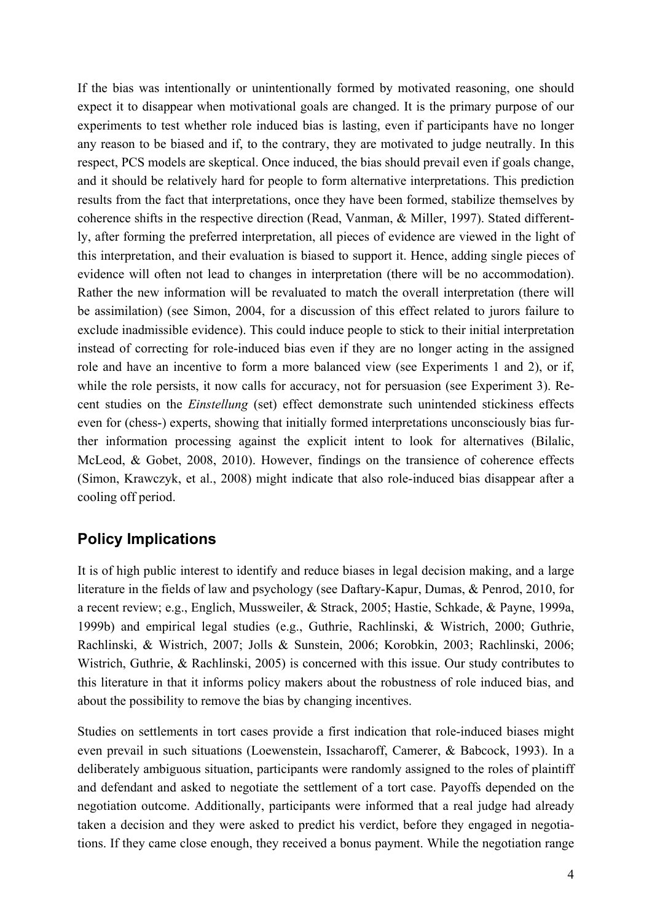If the bias was intentionally or unintentionally formed by motivated reasoning, one should expect it to disappear when motivational goals are changed. It is the primary purpose of our experiments to test whether role induced bias is lasting, even if participants have no longer any reason to be biased and if, to the contrary, they are motivated to judge neutrally. In this respect, PCS models are skeptical. Once induced, the bias should prevail even if goals change, and it should be relatively hard for people to form alternative interpretations. This prediction results from the fact that interpretations, once they have been formed, stabilize themselves by coherence shifts in the respective direction (Read, Vanman, & Miller, 1997). Stated differently, after forming the preferred interpretation, all pieces of evidence are viewed in the light of this interpretation, and their evaluation is biased to support it. Hence, adding single pieces of evidence will often not lead to changes in interpretation (there will be no accommodation). Rather the new information will be revaluated to match the overall interpretation (there will be assimilation) (see Simon, 2004, for a discussion of this effect related to jurors failure to exclude inadmissible evidence). This could induce people to stick to their initial interpretation instead of correcting for role-induced bias even if they are no longer acting in the assigned role and have an incentive to form a more balanced view (see Experiments 1 and 2), or if, while the role persists, it now calls for accuracy, not for persuasion (see Experiment 3). Recent studies on the *Einstellung* (set) effect demonstrate such unintended stickiness effects even for (chess-) experts, showing that initially formed interpretations unconsciously bias further information processing against the explicit intent to look for alternatives (Bilalic, McLeod, & Gobet, 2008, 2010). However, findings on the transience of coherence effects (Simon, Krawczyk, et al., 2008) might indicate that also role-induced bias disappear after a cooling off period.

## Policy Implications

It is of high public interest to identify and reduce biases in legal decision making, and a large literature in the fields of law and psychology (see Daftary-Kapur, Dumas, & Penrod, 2010, for a recent review; e.g., Englich, Mussweiler, & Strack, 2005; Hastie, Schkade, & Payne, 1999a, 1999b) and empirical legal studies (e.g., Guthrie, Rachlinski, & Wistrich, 2000; Guthrie, Rachlinski, & Wistrich, 2007; Jolls & Sunstein, 2006; Korobkin, 2003; Rachlinski, 2006; Wistrich, Guthrie, & Rachlinski, 2005) is concerned with this issue. Our study contributes to this literature in that it informs policy makers about the robustness of role induced bias, and about the possibility to remove the bias by changing incentives.

Studies on settlements in tort cases provide a first indication that role-induced biases might even prevail in such situations (Loewenstein, Issacharoff, Camerer, & Babcock, 1993). In a deliberately ambiguous situation, participants were randomly assigned to the roles of plaintiff and defendant and asked to negotiate the settlement of a tort case. Payoffs depended on the negotiation outcome. Additionally, participants were informed that a real judge had already taken a decision and they were asked to predict his verdict, before they engaged in negotiations. If they came close enough, they received a bonus payment. While the negotiation range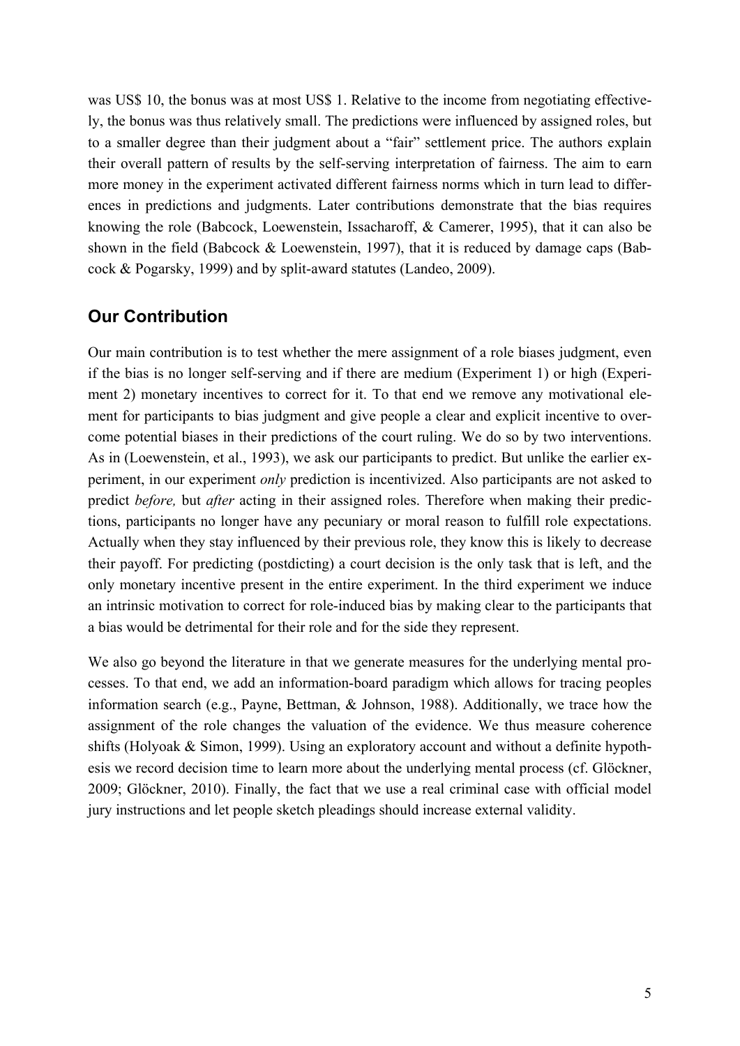was US$ 10, the bonus was at most US$ 1. Relative to the income from negotiating effectively, the bonus was thus relatively small. The predictions were influenced by assigned roles, but to a smaller degree than their judgment about a "fair" settlement price. The authors explain their overall pattern of results by the self-serving interpretation of fairness. The aim to earn more money in the experiment activated different fairness norms which in turn lead to differences in predictions and judgments. Later contributions demonstrate that the bias requires knowing the role (Babcock, Loewenstein, Issacharoff, & Camerer, 1995), that it can also be shown in the field (Babcock & Loewenstein, 1997), that it is reduced by damage caps (Babcock & Pogarsky, 1999) and by split-award statutes (Landeo, 2009).

## Our Contribution

Our main contribution is to test whether the mere assignment of a role biases judgment, even if the bias is no longer self-serving and if there are medium (Experiment 1) or high (Experiment 2) monetary incentives to correct for it. To that end we remove any motivational element for participants to bias judgment and give people a clear and explicit incentive to overcome potential biases in their predictions of the court ruling. We do so by two interventions. As in (Loewenstein, et al., 1993), we ask our participants to predict. But unlike the earlier experiment, in our experiment *only* prediction is incentivized. Also participants are not asked to predict *before,* but *after* acting in their assigned roles. Therefore when making their predictions, participants no longer have any pecuniary or moral reason to fulfill role expectations. Actually when they stay influenced by their previous role, they know this is likely to decrease their payoff. For predicting (postdicting) a court decision is the only task that is left, and the only monetary incentive present in the entire experiment. In the third experiment we induce an intrinsic motivation to correct for role-induced bias by making clear to the participants that a bias would be detrimental for their role and for the side they represent.

We also go beyond the literature in that we generate measures for the underlying mental processes. To that end, we add an information-board paradigm which allows for tracing peoples information search (e.g., Payne, Bettman, & Johnson, 1988). Additionally, we trace how the assignment of the role changes the valuation of the evidence. We thus measure coherence shifts (Holyoak & Simon, 1999). Using an exploratory account and without a definite hypothesis we record decision time to learn more about the underlying mental process (cf. Glöckner, 2009; Glöckner, 2010). Finally, the fact that we use a real criminal case with official model jury instructions and let people sketch pleadings should increase external validity.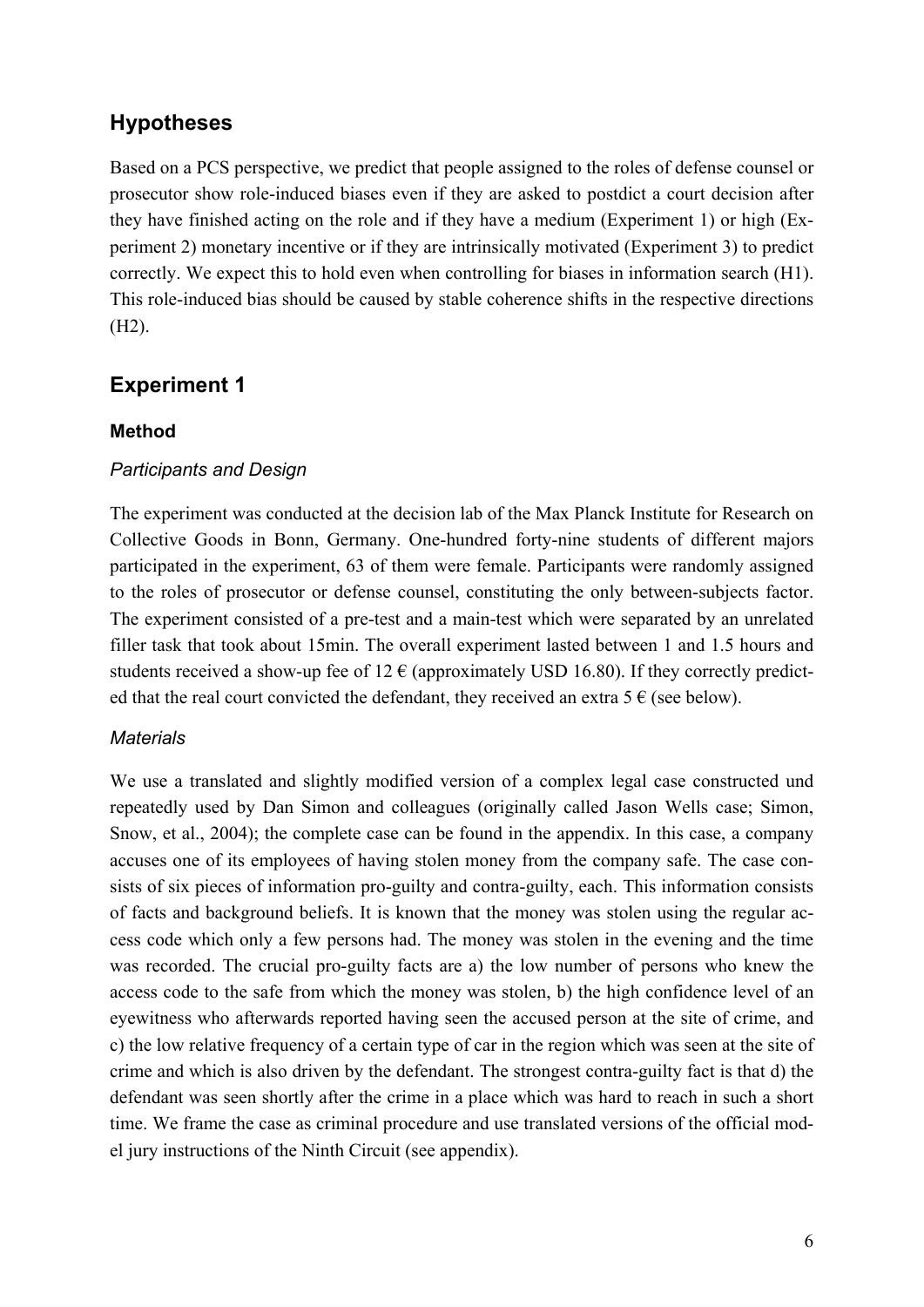## Hypotheses

Based on a PCS perspective, we predict that people assigned to the roles of defense counsel or prosecutor show role-induced biases even if they are asked to postdict a court decision after they have finished acting on the role and if they have a medium (Experiment 1) or high (Experiment 2) monetary incentive or if they are intrinsically motivated (Experiment 3) to predict correctly. We expect this to hold even when controlling for biases in information search (H1). This role-induced bias should be caused by stable coherence shifts in the respective directions (H2).

## Experiment 1

### Method

#### *Participants and Design*

The experiment was conducted at the decision lab of the Max Planck Institute for Research on Collective Goods in Bonn, Germany. One-hundred forty-nine students of different majors participated in the experiment, 63 of them were female. Participants were randomly assigned to the roles of prosecutor or defense counsel, constituting the only between-subjects factor. The experiment consisted of a pre-test and a main-test which were separated by an unrelated filler task that took about 15min. The overall experiment lasted between 1 and 1.5 hours and students received a show-up fee of 12 € (approximately USD 16.80). If they correctly predicted that the real court convicted the defendant, they received an extra 5 € (see below).

#### *Materials*

We use a translated and slightly modified version of a complex legal case constructed und repeatedly used by Dan Simon and colleagues (originally called Jason Wells case; Simon, Snow, et al., 2004); the complete case can be found in the appendix. In this case, a company accuses one of its employees of having stolen money from the company safe. The case consists of six pieces of information pro-guilty and contra-guilty, each. This information consists of facts and background beliefs. It is known that the money was stolen using the regular access code which only a few persons had. The money was stolen in the evening and the time was recorded. The crucial pro-guilty facts are a) the low number of persons who knew the access code to the safe from which the money was stolen, b) the high confidence level of an eyewitness who afterwards reported having seen the accused person at the site of crime, and c) the low relative frequency of a certain type of car in the region which was seen at the site of crime and which is also driven by the defendant. The strongest contra-guilty fact is that d) the defendant was seen shortly after the crime in a place which was hard to reach in such a short time. We frame the case as criminal procedure and use translated versions of the official model jury instructions of the Ninth Circuit (see appendix).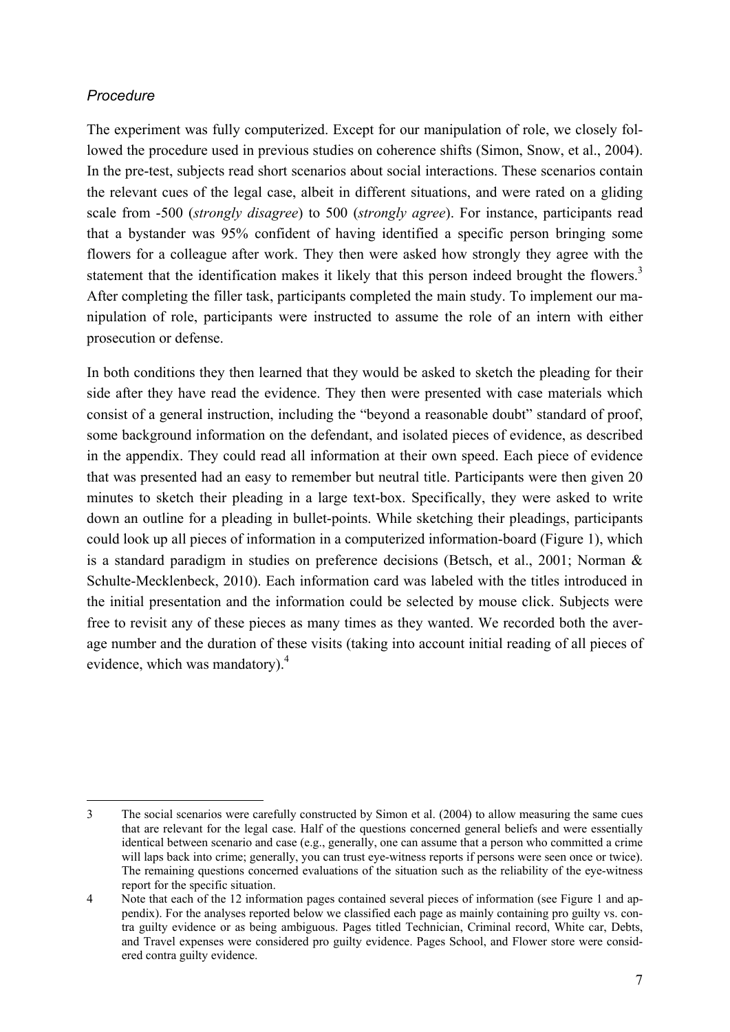### *Procedure*

The experiment was fully computerized. Except for our manipulation of role, we closely followed the procedure used in previous studies on coherence shifts (Simon, Snow, et al., 2004). In the pre-test, subjects read short scenarios about social interactions. These scenarios contain the relevant cues of the legal case, albeit in different situations, and were rated on a gliding scale from -500 (*strongly disagree*) to 500 (*strongly agree*). For instance, participants read that a bystander was 95% confident of having identified a specific person bringing some flowers for a colleague after work. They then were asked how strongly they agree with the statement that the identification makes it likely that this person indeed brought the flowers.[3] After completing the filler task, participants completed the main study. To implement our manipulation of role, participants were instructed to assume the role of an intern with either prosecution or defense.

In both conditions they then learned that they would be asked to sketch the pleading for their side after they have read the evidence. They then were presented with case materials which consist of a general instruction, including the "beyond a reasonable doubt" standard of proof, some background information on the defendant, and isolated pieces of evidence, as described in the appendix. They could read all information at their own speed. Each piece of evidence that was presented had an easy to remember but neutral title. Participants were then given 20 minutes to sketch their pleading in a large text-box. Specifically, they were asked to write down an outline for a pleading in bullet-points. While sketching their pleadings, participants could look up all pieces of information in a computerized information-board (Figure 1), which is a standard paradigm in studies on preference decisions (Betsch, et al., 2001; Norman & Schulte-Mecklenbeck, 2010). Each information card was labeled with the titles introduced in the initial presentation and the information could be selected by mouse click. Subjects were free to revisit any of these pieces as many times as they wanted. We recorded both the average number and the duration of these visits (taking into account initial reading of all pieces of evidence, which was mandatory).[4]

---

3 The social scenarios were carefully constructed by Simon et al. (2004) to allow measuring the same cues that are relevant for the legal case. Half of the questions concerned general beliefs and were essentially identical between scenario and case (e.g., generally, one can assume that a person who committed a crime will laps back into crime; generally, you can trust eye-witness reports if persons were seen once or twice). The remaining questions concerned evaluations of the situation such as the reliability of the eye-witness report for the specific situation.

4 Note that each of the 12 information pages contained several pieces of information (see Figure 1 and appendix). For the analyses reported below we classified each page as mainly containing pro guilty vs. contra guilty evidence or as being ambiguous. Pages titled Technician, Criminal record, White car, Debts, and Travel expenses were considered pro guilty evidence. Pages School, and Flower store were considered contra guilty evidence.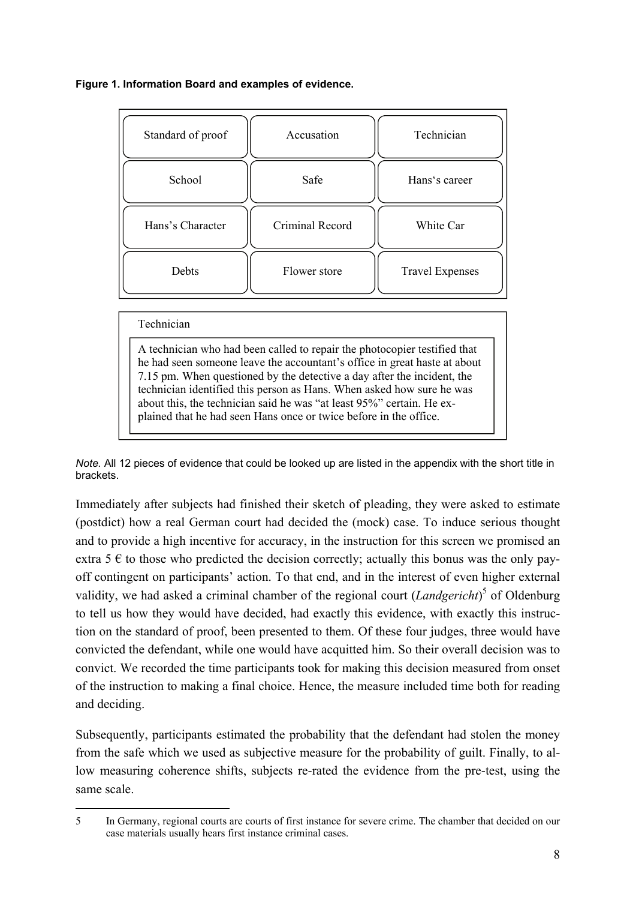**Figure 1. Information Board and examples of evidence.**

| | | |
|---|---|---|
| Standard of proof | Accusation | Technician |
| School | Safe | Hans's career |
| Hans's Character | Criminal Record | White Car |
| Debts | Flower store | Travel Expenses |

Technician

A technician who had been called to repair the photocopier testified that he had seen someone leave the accountant's office in great haste at about 7.15 pm. When questioned by the detective a day after the incident, the technician identified this person as Hans. When asked how sure he was about this, the technician said he was "at least 95%" certain. He explained that he had seen Hans once or twice before in the office.

*Note.* All 12 pieces of evidence that could be looked up are listed in the appendix with the short title in brackets.

Immediately after subjects had finished their sketch of pleading, they were asked to estimate (postdict) how a real German court had decided the (mock) case. To induce serious thought and to provide a high incentive for accuracy, in the instruction for this screen we promised an extra 5 € to those who predicted the decision correctly; actually this bonus was the only payoff contingent on participants' action. To that end, and in the interest of even higher external validity, we had asked a criminal chamber of the regional court (*Landgericht*)[5] of Oldenburg to tell us how they would have decided, had exactly this evidence, with exactly this instruction on the standard of proof, been presented to them. Of these four judges, three would have convicted the defendant, while one would have acquitted him. So their overall decision was to convict. We recorded the time participants took for making this decision measured from onset of the instruction to making a final choice. Hence, the measure included time both for reading and deciding.

Subsequently, participants estimated the probability that the defendant had stolen the money from the safe which we used as subjective measure for the probability of guilt. Finally, to allow measuring coherence shifts, subjects re-rated the evidence from the pre-test, using the same scale.

5 In Germany, regional courts are courts of first instance for severe crime. The chamber that decided on our case materials usually hears first instance criminal cases.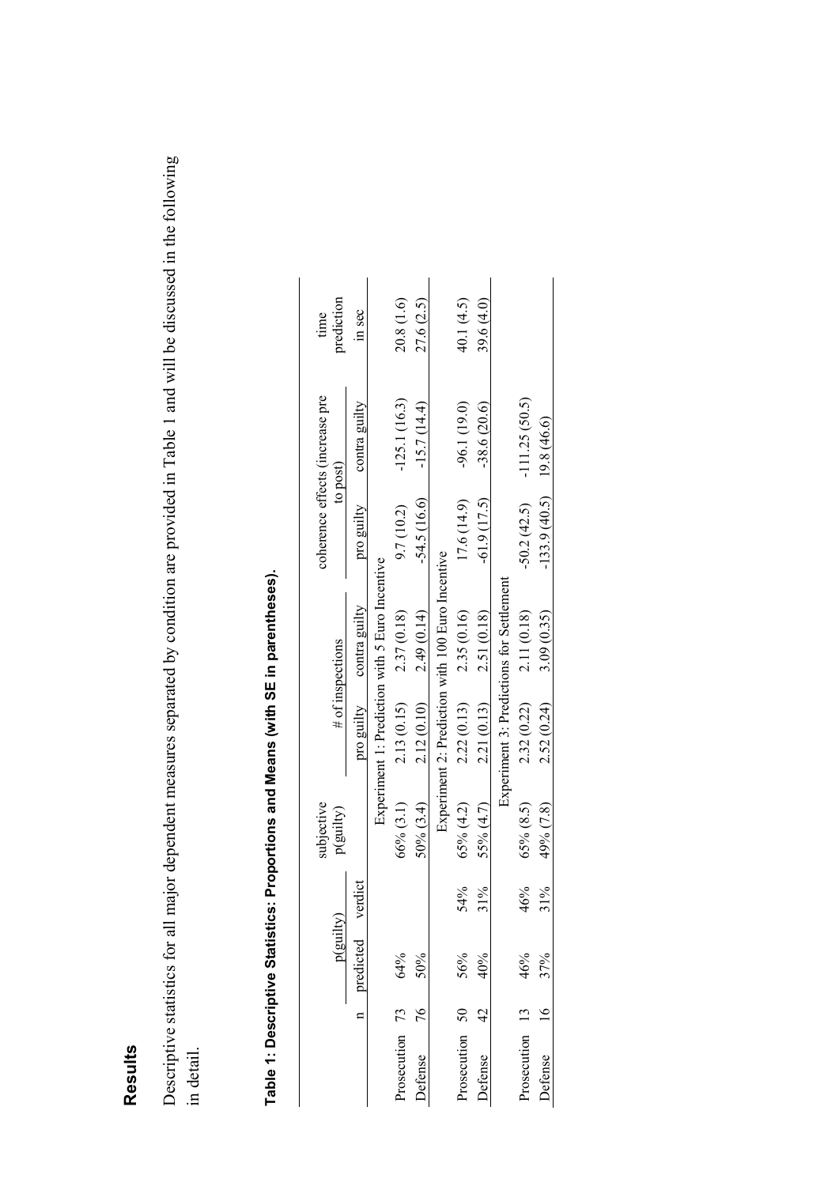## Results

Descriptive statistics for all major dependent measures separated by condition are provided in Table 1 and will be discussed in the following in detail.

**Table 1: Descriptive Statistics: Proportions and Means (with SE in parentheses).**

| | n | p(guilty) predicted | p(guilty) verdict | subjective p(guilty) | # of inspections pro guilty | # of inspections contra guilty | coherence effects (increase pre to post) pro guilty | coherence effects (increase pre to post) contra guilty | time prediction in sec |
|---|---|---|---|---|---|---|---|---|---|
| | | | | Experiment 1: Prediction with 5 Euro Incentive | | | | | |
| Prosecution | 73 | 64% | | 66% (3.1) | 2.13 (0.15) | 2.37 (0.18) | 9.7 (10.2) | -125.1 (16.3) | 20.8 (1.6) |
| Defense | 76 | 50% | | 50% (3.4) | 2.12 (0.10) | 2.49 (0.14) | -54.5 (16.6) | -15.7 (14.4) | 27.6 (2.5) |
| | | | | Experiment 2: Prediction with 100 Euro Incentive | | | | | |
| Prosecution | 50 | 56% | 54% | 65% (4.2) | 2.22 (0.13) | 2.35 (0.16) | 17.6 (14.9) | -96.1 (19.0) | 40.1 (4.5) |
| Defense | 42 | 40% | 31% | 55% (4.7) | 2.21 (0.13) | 2.51 (0.18) | -61.9 (17.5) | -38.6 (20.6) | 39.6 (4.0) |
| | | | | Experiment 3: Predictions for Settlement | | | | | |
| Prosecution | 13 | 46% | 46% | 65% (8.5) | 2.32 (0.22) | 2.11 (0.18) | -50.2 (42.5) | -111.25 (50.5) | |
| Defense | 16 | 37% | 31% | 49% (7.8) | 2.52 (0.24) | 3.09 (0.35) | -133.9 (40.5) | 19.8 (46.6) | |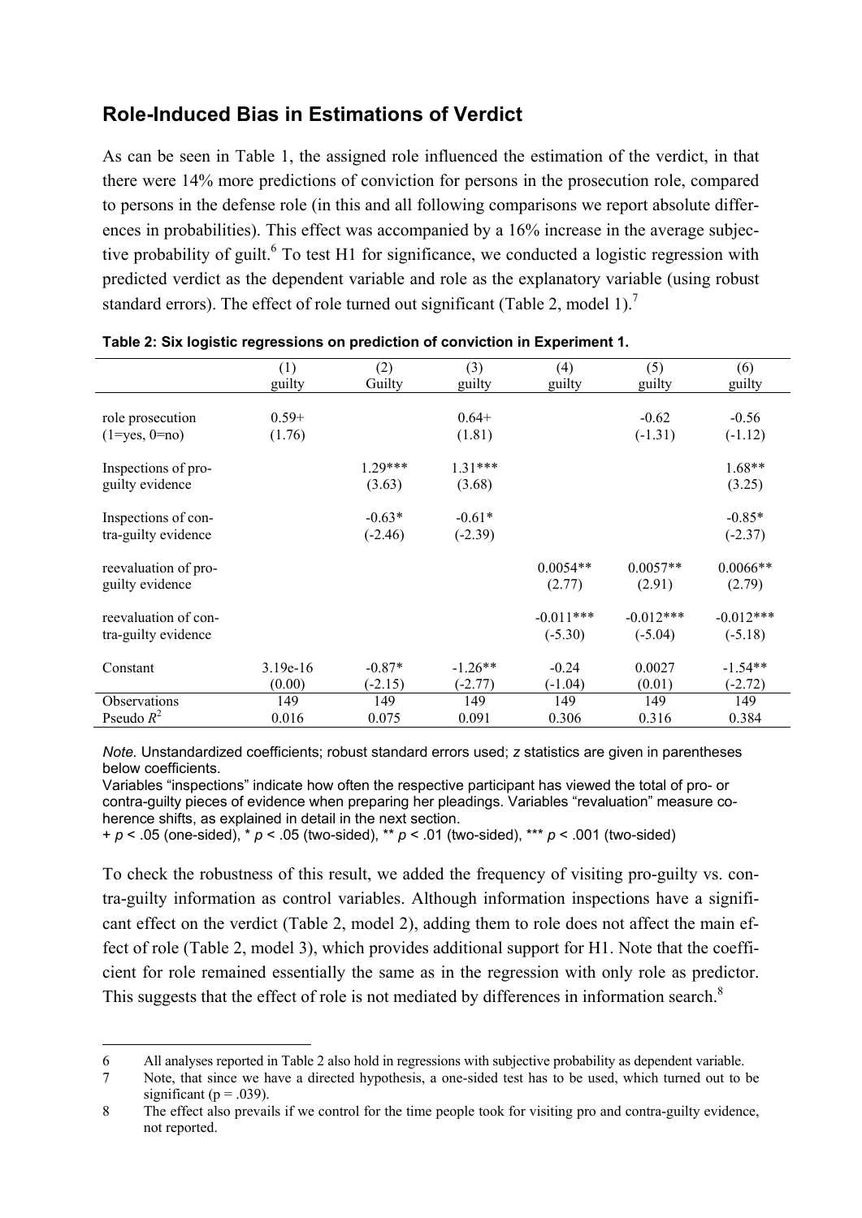## Role-Induced Bias in Estimations of Verdict

As can be seen in Table 1, the assigned role influenced the estimation of the verdict, in that there were 14% more predictions of conviction for persons in the prosecution role, compared to persons in the defense role (in this and all following comparisons we report absolute differences in probabilities). This effect was accompanied by a 16% increase in the average subjective probability of guilt.[6] To test H1 for significance, we conducted a logistic regression with predicted verdict as the dependent variable and role as the explanatory variable (using robust standard errors). The effect of role turned out significant (Table 2, model 1).[7]

**Table 2: Six logistic regressions on prediction of conviction in Experiment 1.**

| | (1) guilty | (2) Guilty | (3) guilty | (4) guilty | (5) guilty | (6) guilty |
|---|---|---|---|---|---|---|
| role prosecution (1=yes, 0=no) | 0.59+ (1.76) | | 0.64+ (1.81) | | -0.62 (-1.31) | -0.56 (-1.12) |
| Inspections of pro-guilty evidence | | 1.29*** (3.63) | 1.31*** (3.68) | | | 1.68** (3.25) |
| Inspections of contra-guilty evidence | | -0.63* (-2.46) | -0.61* (-2.39) | | | -0.85* (-2.37) |
| reevaluation of pro-guilty evidence | | | | 0.0054** (2.77) | 0.0057** (2.91) | 0.0066** (2.79) |
| reevaluation of contra-guilty evidence | | | | -0.011*** (-5.30) | -0.012*** (-5.04) | -0.012*** (-5.18) |
| Constant | 3.19e-16 (0.00) | -0.87* (-2.15) | -1.26** (-2.77) | -0.24 (-1.04) | 0.0027 (0.01) | -1.54** (-2.72) |
| Observations | 149 | 149 | 149 | 149 | 149 | 149 |
| Pseudo $R^2$ | 0.016 | 0.075 | 0.091 | 0.306 | 0.316 | 0.384 |

*Note.* Unstandardized coefficients; robust standard errors used; *z* statistics are given in parentheses below coefficients.
Variables "inspections" indicate how often the respective participant has viewed the total of pro- or contra-guilty pieces of evidence when preparing her pleadings. Variables "revaluation" measure coherence shifts, as explained in detail in the next section.
+ $p < .05$ (one-sided), * $p < .05$ (two-sided), ** $p < .01$ (two-sided), *** $p < .001$ (two-sided)

To check the robustness of this result, we added the frequency of visiting pro-guilty vs. contra-guilty information as control variables. Although information inspections have a significant effect on the verdict (Table 2, model 2), adding them to role does not affect the main effect of role (Table 2, model 3), which provides additional support for H1. Note that the coefficient for role remained essentially the same as in the regression with only role as predictor. This suggests that the effect of role is not mediated by differences in information search.[8]

---

6 All analyses reported in Table 2 also hold in regressions with subjective probability as dependent variable.

7 Note, that since we have a directed hypothesis, a one-sided test has to be used, which turned out to be significant ($p = .039$).

8 The effect also prevails if we control for the time people took for visiting pro and contra-guilty evidence, not reported.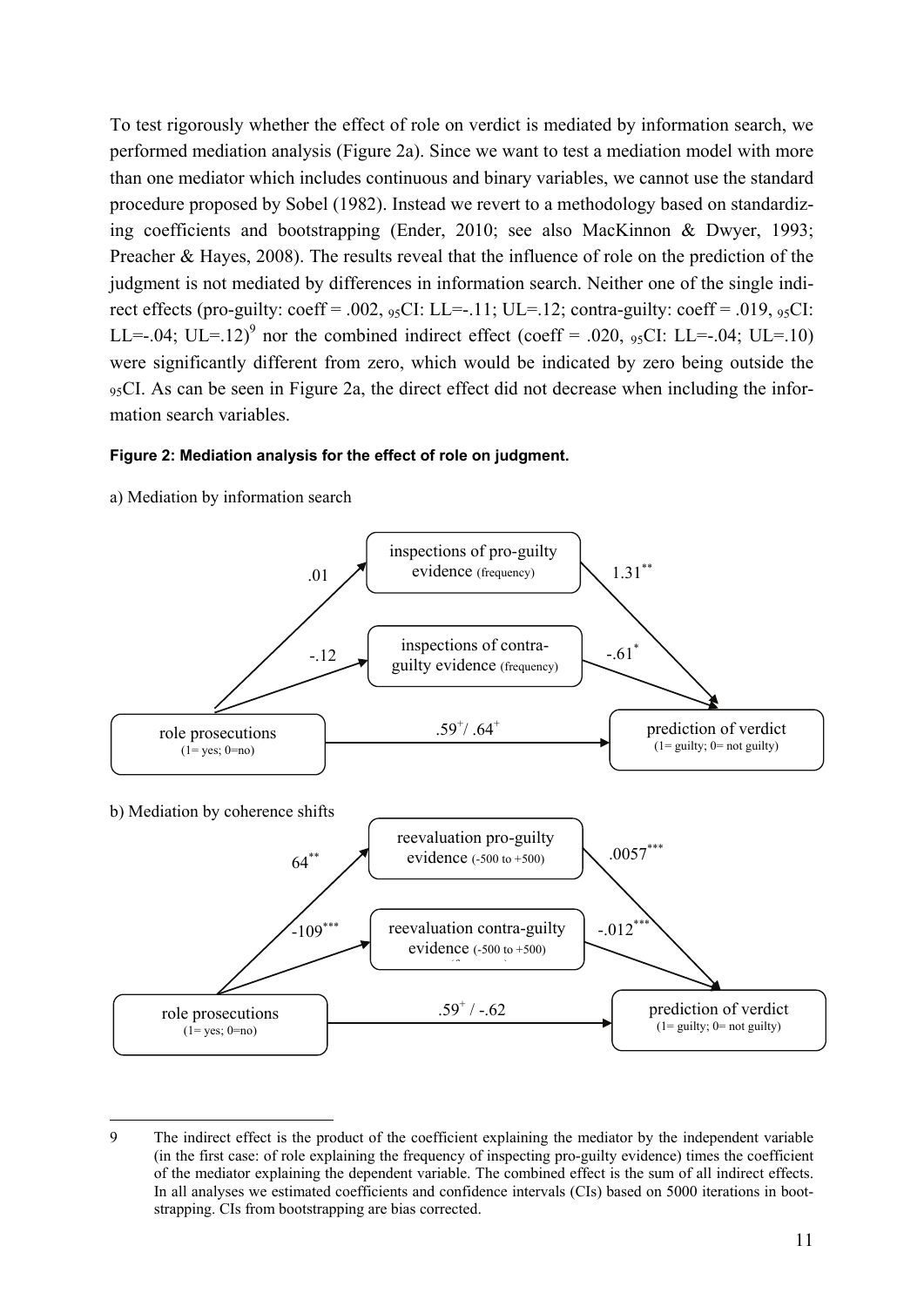To test rigorously whether the effect of role on verdict is mediated by information search, we performed mediation analysis (Figure 2a). Since we want to test a mediation model with more than one mediator which includes continuous and binary variables, we cannot use the standard procedure proposed by Sobel (1982). Instead we revert to a methodology based on standardizing coefficients and bootstrapping (Ender, 2010; see also MacKinnon & Dwyer, 1993; Preacher & Hayes, 2008). The results reveal that the influence of role on the prediction of the judgment is not mediated by differences in information search. Neither one of the single indirect effects (pro-guilty: coeff = .002, $_{95}$CI: LL=-.11; UL=.12; contra-guilty: coeff = .019, $_{95}$CI: LL=-.04; UL=.12)[9] nor the combined indirect effect (coeff = .020, $_{95}$CI: LL=-.04; UL=.10) were significantly different from zero, which would be indicated by zero being outside the $_{95}$CI. As can be seen in Figure 2a, the direct effect did not decrease when including the information search variables.

**Figure 2: Mediation analysis for the effect of role on judgment.**

a) Mediation by information search

inspections of pro-guilty evidence (frequency)

inspections of contra-guilty evidence (frequency)

role prosecutions (1= yes; 0=no)

prediction of verdict (1= guilty; 0= not guilty)

.01

-.12

1.31**

-.61*

.59+/ .64+

b) Mediation by coherence shifts

reevaluation pro-guilty evidence (-500 to +500)

reevaluation contra-guilty evidence (-500 to +500)

role prosecutions (1= yes; 0=no)

prediction of verdict (1= guilty; 0= not guilty)

64**

-109***

.0057***

-.012***

.59+ / -.62

---

9 The indirect effect is the product of the coefficient explaining the mediator by the independent variable (in the first case: of role explaining the frequency of inspecting pro-guilty evidence) times the coefficient of the mediator explaining the dependent variable. The combined effect is the sum of all indirect effects. In all analyses we estimated coefficients and confidence intervals (CIs) based on 5000 iterations in bootstrapping. CIs from bootstrapping are bias corrected.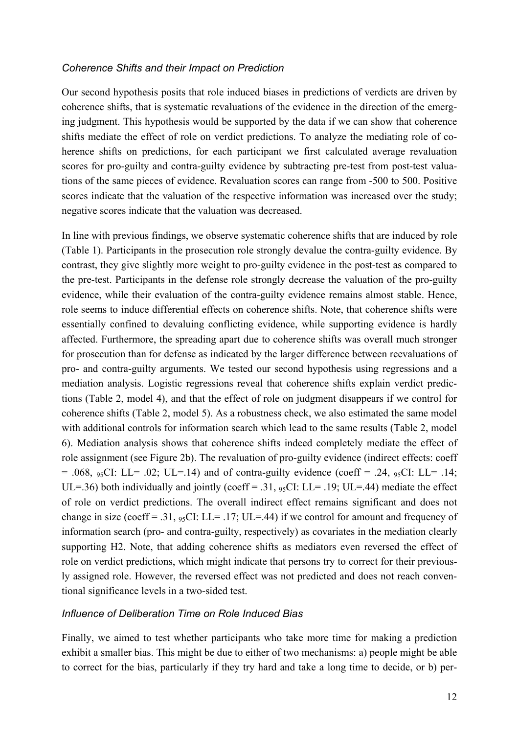### *Coherence Shifts and their Impact on Prediction*

Our second hypothesis posits that role induced biases in predictions of verdicts are driven by coherence shifts, that is systematic revaluations of the evidence in the direction of the emerging judgment. This hypothesis would be supported by the data if we can show that coherence shifts mediate the effect of role on verdict predictions. To analyze the mediating role of coherence shifts on predictions, for each participant we first calculated average revaluation scores for pro-guilty and contra-guilty evidence by subtracting pre-test from post-test valuations of the same pieces of evidence. Revaluation scores can range from -500 to 500. Positive scores indicate that the valuation of the respective information was increased over the study; negative scores indicate that the valuation was decreased.

In line with previous findings, we observe systematic coherence shifts that are induced by role (Table 1). Participants in the prosecution role strongly devalue the contra-guilty evidence. By contrast, they give slightly more weight to pro-guilty evidence in the post-test as compared to the pre-test. Participants in the defense role strongly decrease the valuation of the pro-guilty evidence, while their evaluation of the contra-guilty evidence remains almost stable. Hence, role seems to induce differential effects on coherence shifts. Note, that coherence shifts were essentially confined to devaluing conflicting evidence, while supporting evidence is hardly affected. Furthermore, the spreading apart due to coherence shifts was overall much stronger for prosecution than for defense as indicated by the larger difference between reevaluations of pro- and contra-guilty arguments. We tested our second hypothesis using regressions and a mediation analysis. Logistic regressions reveal that coherence shifts explain verdict predictions (Table 2, model 4), and that the effect of role on judgment disappears if we control for coherence shifts (Table 2, model 5). As a robustness check, we also estimated the same model with additional controls for information search which lead to the same results (Table 2, model 6). Mediation analysis shows that coherence shifts indeed completely mediate the effect of role assignment (see Figure 2b). The revaluation of pro-guilty evidence (indirect effects: coeff = .068, ${}_{95}$CI: LL= .02; UL=.14) and of contra-guilty evidence (coeff = .24, ${}_{95}$CI: LL= .14; UL=.36) both individually and jointly (coeff = .31, ${}_{95}$CI: LL= .19; UL=.44) mediate the effect of role on verdict predictions. The overall indirect effect remains significant and does not change in size (coeff = .31, ${}_{95}$CI: LL= .17; UL=.44) if we control for amount and frequency of information search (pro- and contra-guilty, respectively) as covariates in the mediation clearly supporting H2. Note, that adding coherence shifts as mediators even reversed the effect of role on verdict predictions, which might indicate that persons try to correct for their previously assigned role. However, the reversed effect was not predicted and does not reach conventional significance levels in a two-sided test.

### *Influence of Deliberation Time on Role Induced Bias*

Finally, we aimed to test whether participants who take more time for making a prediction exhibit a smaller bias. This might be due to either of two mechanisms: a) people might be able to correct for the bias, particularly if they try hard and take a long time to decide, or b) per-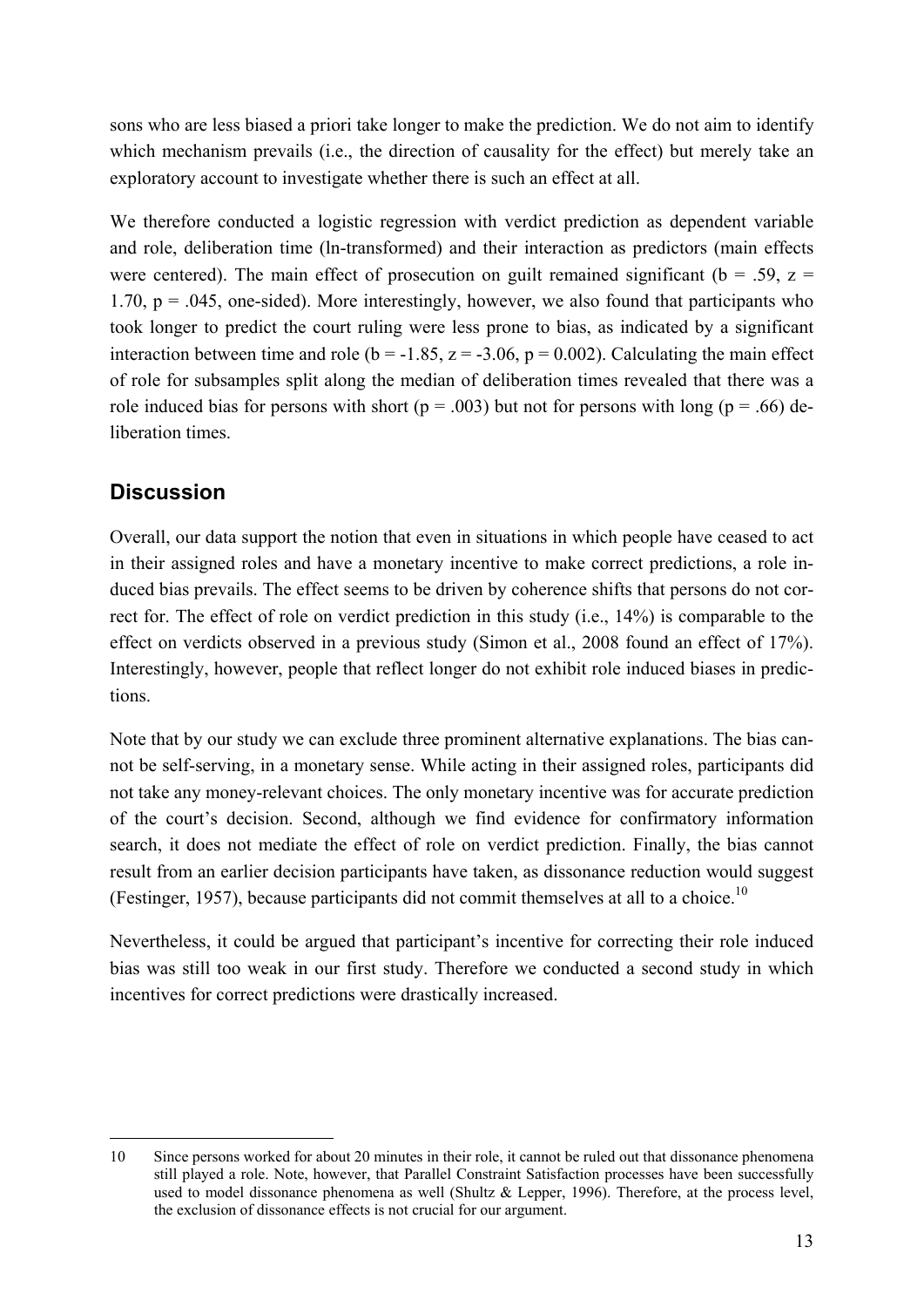sons who are less biased a priori take longer to make the prediction. We do not aim to identify which mechanism prevails (i.e., the direction of causality for the effect) but merely take an exploratory account to investigate whether there is such an effect at all.

We therefore conducted a logistic regression with verdict prediction as dependent variable and role, deliberation time (ln-transformed) and their interaction as predictors (main effects were centered). The main effect of prosecution on guilt remained significant ($b = .59$, $z = 1.70$, $p = .045$, one-sided). More interestingly, however, we also found that participants who took longer to predict the court ruling were less prone to bias, as indicated by a significant interaction between time and role ($b = -1.85$, $z = -3.06$, $p = 0.002$). Calculating the main effect of role for subsamples split along the median of deliberation times revealed that there was a role induced bias for persons with short ($p = .003$) but not for persons with long ($p = .66$) deliberation times.

## Discussion

Overall, our data support the notion that even in situations in which people have ceased to act in their assigned roles and have a monetary incentive to make correct predictions, a role induced bias prevails. The effect seems to be driven by coherence shifts that persons do not correct for. The effect of role on verdict prediction in this study (i.e., 14%) is comparable to the effect on verdicts observed in a previous study (Simon et al., 2008 found an effect of 17%). Interestingly, however, people that reflect longer do not exhibit role induced biases in predictions.

Note that by our study we can exclude three prominent alternative explanations. The bias cannot be self-serving, in a monetary sense. While acting in their assigned roles, participants did not take any money-relevant choices. The only monetary incentive was for accurate prediction of the court's decision. Second, although we find evidence for confirmatory information search, it does not mediate the effect of role on verdict prediction. Finally, the bias cannot result from an earlier decision participants have taken, as dissonance reduction would suggest (Festinger, 1957), because participants did not commit themselves at all to a choice.[10]

Nevertheless, it could be argued that participant's incentive for correcting their role induced bias was still too weak in our first study. Therefore we conducted a second study in which incentives for correct predictions were drastically increased.

---

10 Since persons worked for about 20 minutes in their role, it cannot be ruled out that dissonance phenomena still played a role. Note, however, that Parallel Constraint Satisfaction processes have been successfully used to model dissonance phenomena as well (Shultz & Lepper, 1996). Therefore, at the process level, the exclusion of dissonance effects is not crucial for our argument.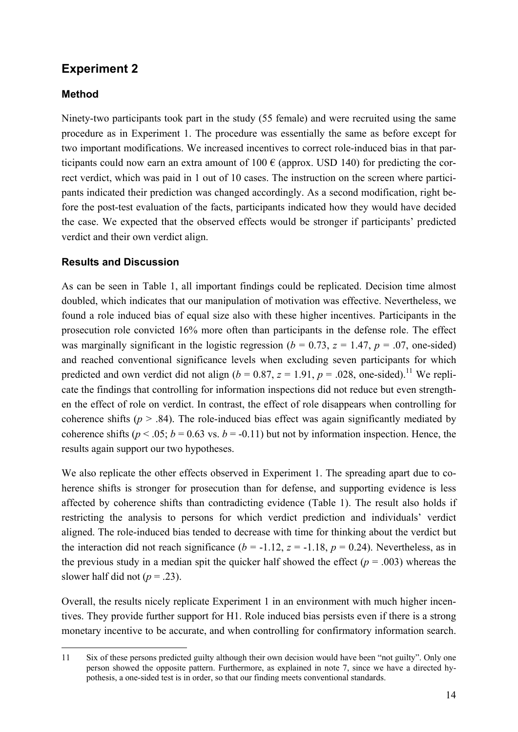## Experiment 2

### Method

Ninety-two participants took part in the study (55 female) and were recruited using the same procedure as in Experiment 1. The procedure was essentially the same as before except for two important modifications. We increased incentives to correct role-induced bias in that participants could now earn an extra amount of 100 € (approx. USD 140) for predicting the correct verdict, which was paid in 1 out of 10 cases. The instruction on the screen where participants indicated their prediction was changed accordingly. As a second modification, right before the post-test evaluation of the facts, participants indicated how they would have decided the case. We expected that the observed effects would be stronger if participants' predicted verdict and their own verdict align.

### Results and Discussion

As can be seen in Table 1, all important findings could be replicated. Decision time almost doubled, which indicates that our manipulation of motivation was effective. Nevertheless, we found a role induced bias of equal size also with these higher incentives. Participants in the prosecution role convicted 16% more often than participants in the defense role. The effect was marginally significant in the logistic regression ($b = 0.73$, $z = 1.47$, $p = .07$, one-sided) and reached conventional significance levels when excluding seven participants for which predicted and own verdict did not align ($b = 0.87$, $z = 1.91$, $p = .028$, one-sided).[11] We replicate the findings that controlling for information inspections did not reduce but even strengthen the effect of role on verdict. In contrast, the effect of role disappears when controlling for coherence shifts ($p > .84$). The role-induced bias effect was again significantly mediated by coherence shifts ($p < .05$; $b = 0.63$ vs. $b = -0.11$) but not by information inspection. Hence, the results again support our two hypotheses.

We also replicate the other effects observed in Experiment 1. The spreading apart due to coherence shifts is stronger for prosecution than for defense, and supporting evidence is less affected by coherence shifts than contradicting evidence (Table 1). The result also holds if restricting the analysis to persons for which verdict prediction and individuals' verdict aligned. The role-induced bias tended to decrease with time for thinking about the verdict but the interaction did not reach significance ($b = -1.12$, $z = -1.18$, $p = 0.24$). Nevertheless, as in the previous study in a median spit the quicker half showed the effect ($p = .003$) whereas the slower half did not ($p = .23$).

Overall, the results nicely replicate Experiment 1 in an environment with much higher incentives. They provide further support for H1. Role induced bias persists even if there is a strong monetary incentive to be accurate, and when controlling for confirmatory information search.

---

11 Six of these persons predicted guilty although their own decision would have been "not guilty". Only one person showed the opposite pattern. Furthermore, as explained in note 7, since we have a directed hypothesis, a one-sided test is in order, so that our finding meets conventional standards.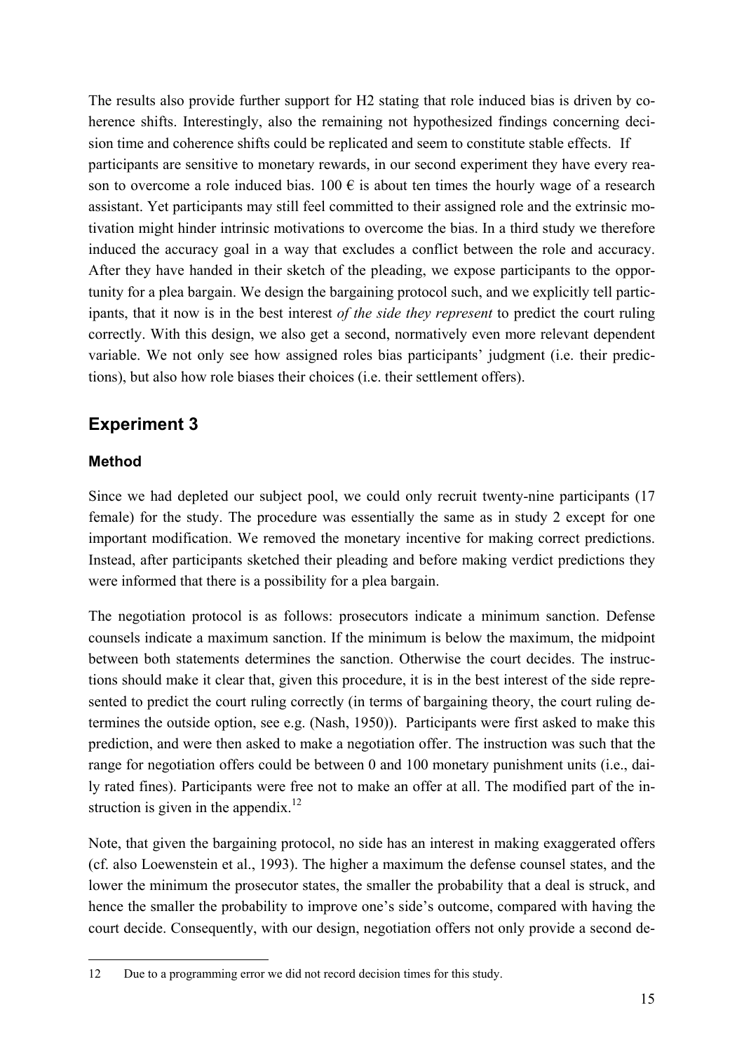The results also provide further support for H2 stating that role induced bias is driven by coherence shifts. Interestingly, also the remaining not hypothesized findings concerning decision time and coherence shifts could be replicated and seem to constitute stable effects. If participants are sensitive to monetary rewards, in our second experiment they have every reason to overcome a role induced bias. 100 € is about ten times the hourly wage of a research assistant. Yet participants may still feel committed to their assigned role and the extrinsic motivation might hinder intrinsic motivations to overcome the bias. In a third study we therefore induced the accuracy goal in a way that excludes a conflict between the role and accuracy. After they have handed in their sketch of the pleading, we expose participants to the opportunity for a plea bargain. We design the bargaining protocol such, and we explicitly tell participants, that it now is in the best interest *of the side they represent* to predict the court ruling correctly. With this design, we also get a second, normatively even more relevant dependent variable. We not only see how assigned roles bias participants' judgment (i.e. their predictions), but also how role biases their choices (i.e. their settlement offers).

## Experiment 3

### Method

Since we had depleted our subject pool, we could only recruit twenty-nine participants (17 female) for the study. The procedure was essentially the same as in study 2 except for one important modification. We removed the monetary incentive for making correct predictions. Instead, after participants sketched their pleading and before making verdict predictions they were informed that there is a possibility for a plea bargain.

The negotiation protocol is as follows: prosecutors indicate a minimum sanction. Defense counsels indicate a maximum sanction. If the minimum is below the maximum, the midpoint between both statements determines the sanction. Otherwise the court decides. The instructions should make it clear that, given this procedure, it is in the best interest of the side represented to predict the court ruling correctly (in terms of bargaining theory, the court ruling determines the outside option, see e.g. (Nash, 1950)). Participants were first asked to make this prediction, and were then asked to make a negotiation offer. The instruction was such that the range for negotiation offers could be between 0 and 100 monetary punishment units (i.e., daily rated fines). Participants were free not to make an offer at all. The modified part of the instruction is given in the appendix.[12]

Note, that given the bargaining protocol, no side has an interest in making exaggerated offers (cf. also Loewenstein et al., 1993). The higher a maximum the defense counsel states, and the lower the minimum the prosecutor states, the smaller the probability that a deal is struck, and hence the smaller the probability to improve one's side's outcome, compared with having the court decide. Consequently, with our design, negotiation offers not only provide a second de-

[12] Due to a programming error we did not record decision times for this study.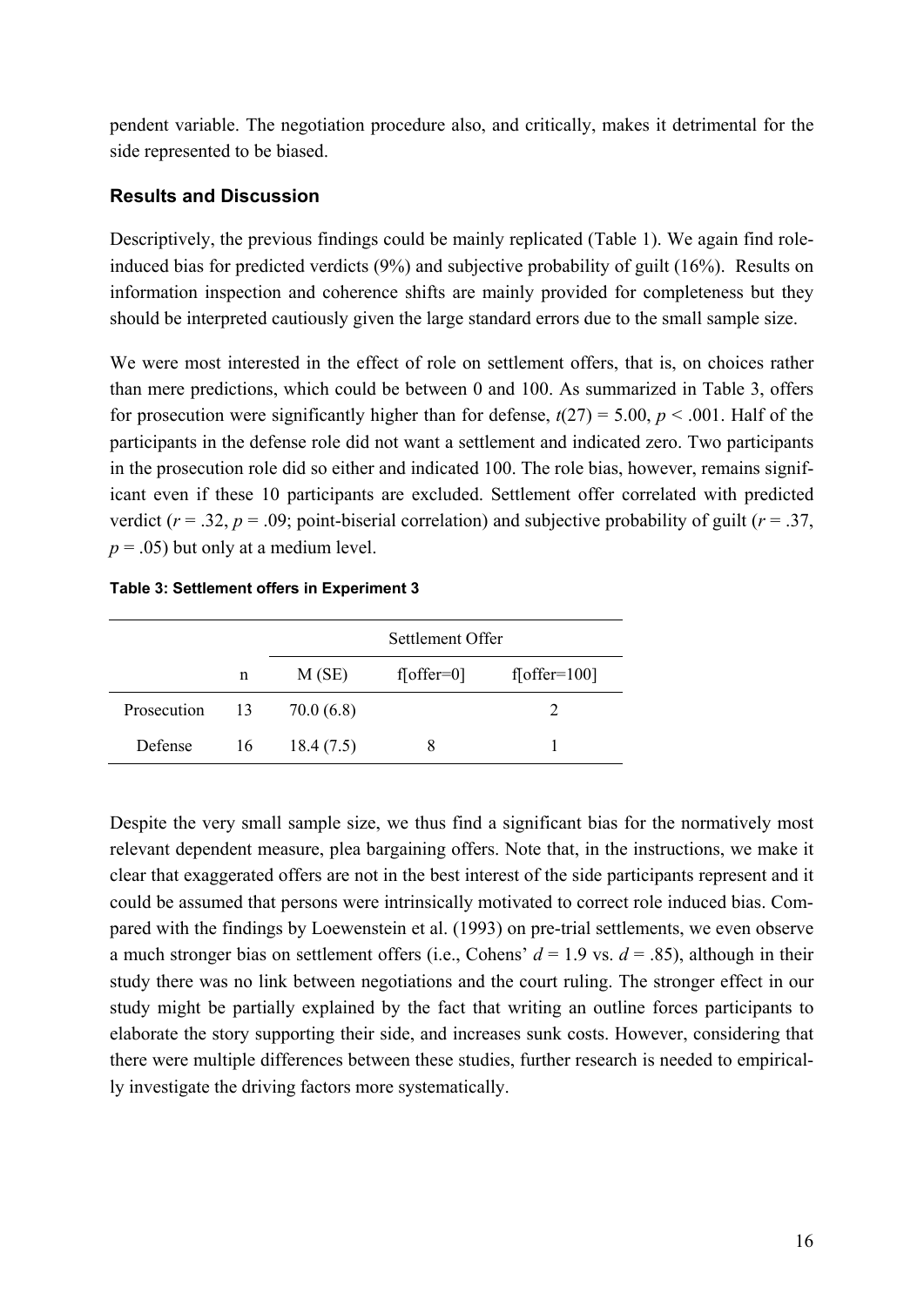pendent variable. The negotiation procedure also, and critically, makes it detrimental for the side represented to be biased.

### Results and Discussion

Descriptively, the previous findings could be mainly replicated (Table 1). We again find role-induced bias for predicted verdicts (9%) and subjective probability of guilt (16%). Results on information inspection and coherence shifts are mainly provided for completeness but they should be interpreted cautiously given the large standard errors due to the small sample size.

We were most interested in the effect of role on settlement offers, that is, on choices rather than mere predictions, which could be between 0 and 100. As summarized in Table 3, offers for prosecution were significantly higher than for defense, $t(27) = 5.00$, $p < .001$. Half of the participants in the defense role did not want a settlement and indicated zero. Two participants in the prosecution role did so either and indicated 100. The role bias, however, remains significant even if these 10 participants are excluded. Settlement offer correlated with predicted verdict ($r = .32$, $p = .09$; point-biserial correlation) and subjective probability of guilt ($r = .37$, $p = .05$) but only at a medium level.

**Table 3: Settlement offers in Experiment 3**

| | | Settlement Offer | | |
|---|---|---|---|---|
| | n | M (SE) | f[offer=0] | f[offer=100] |
| Prosecution | 13 | 70.0 (6.8) | | 2 |
| Defense | 16 | 18.4 (7.5) | 8 | 1 |

Despite the very small sample size, we thus find a significant bias for the normatively most relevant dependent measure, plea bargaining offers. Note that, in the instructions, we make it clear that exaggerated offers are not in the best interest of the side participants represent and it could be assumed that persons were intrinsically motivated to correct role induced bias. Compared with the findings by Loewenstein et al. (1993) on pre-trial settlements, we even observe a much stronger bias on settlement offers (i.e., Cohens' $d = 1.9$ vs. $d = .85$), although in their study there was no link between negotiations and the court ruling. The stronger effect in our study might be partially explained by the fact that writing an outline forces participants to elaborate the story supporting their side, and increases sunk costs. However, considering that there were multiple differences between these studies, further research is needed to empirically investigate the driving factors more systematically.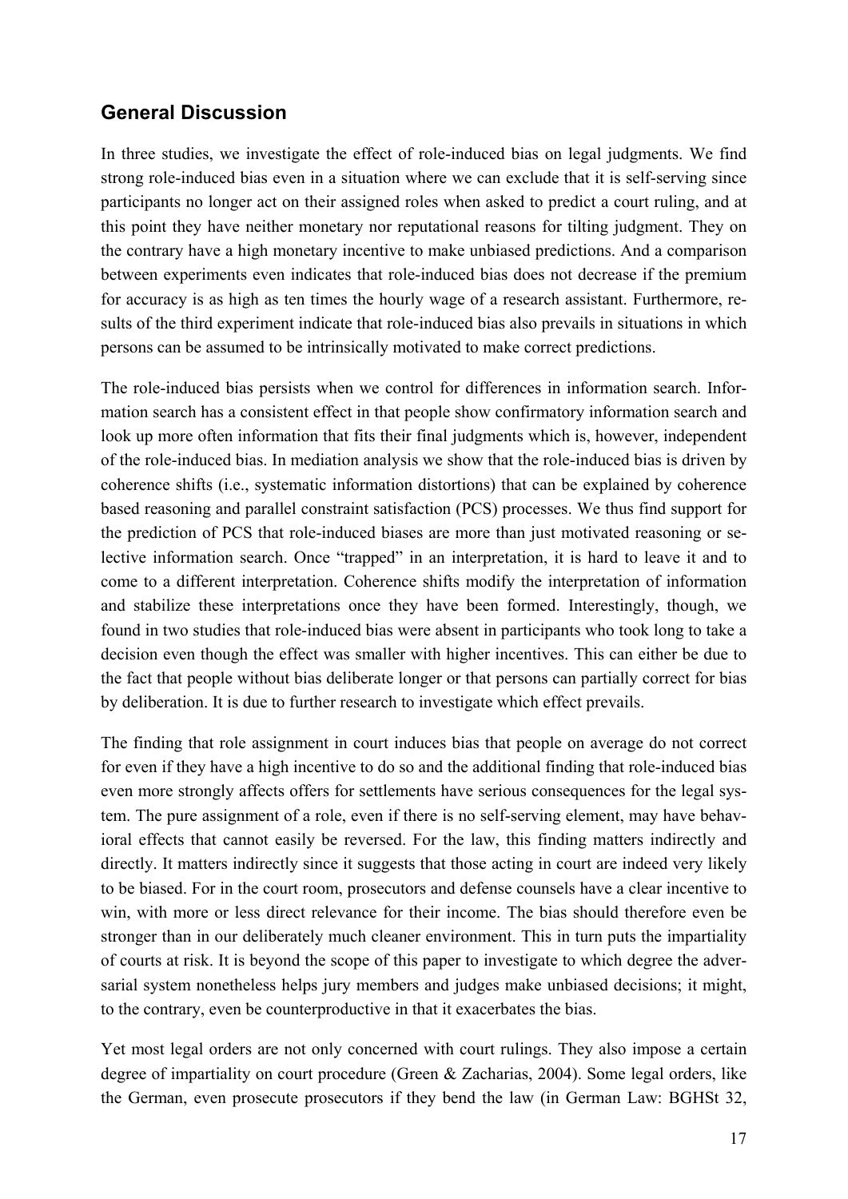## General Discussion

In three studies, we investigate the effect of role-induced bias on legal judgments. We find strong role-induced bias even in a situation where we can exclude that it is self-serving since participants no longer act on their assigned roles when asked to predict a court ruling, and at this point they have neither monetary nor reputational reasons for tilting judgment. They on the contrary have a high monetary incentive to make unbiased predictions. And a comparison between experiments even indicates that role-induced bias does not decrease if the premium for accuracy is as high as ten times the hourly wage of a research assistant. Furthermore, results of the third experiment indicate that role-induced bias also prevails in situations in which persons can be assumed to be intrinsically motivated to make correct predictions.

The role-induced bias persists when we control for differences in information search. Information search has a consistent effect in that people show confirmatory information search and look up more often information that fits their final judgments which is, however, independent of the role-induced bias. In mediation analysis we show that the role-induced bias is driven by coherence shifts (i.e., systematic information distortions) that can be explained by coherence based reasoning and parallel constraint satisfaction (PCS) processes. We thus find support for the prediction of PCS that role-induced biases are more than just motivated reasoning or selective information search. Once "trapped" in an interpretation, it is hard to leave it and to come to a different interpretation. Coherence shifts modify the interpretation of information and stabilize these interpretations once they have been formed. Interestingly, though, we found in two studies that role-induced bias were absent in participants who took long to take a decision even though the effect was smaller with higher incentives. This can either be due to the fact that people without bias deliberate longer or that persons can partially correct for bias by deliberation. It is due to further research to investigate which effect prevails.

The finding that role assignment in court induces bias that people on average do not correct for even if they have a high incentive to do so and the additional finding that role-induced bias even more strongly affects offers for settlements have serious consequences for the legal system. The pure assignment of a role, even if there is no self-serving element, may have behavioral effects that cannot easily be reversed. For the law, this finding matters indirectly and directly. It matters indirectly since it suggests that those acting in court are indeed very likely to be biased. For in the court room, prosecutors and defense counsels have a clear incentive to win, with more or less direct relevance for their income. The bias should therefore even be stronger than in our deliberately much cleaner environment. This in turn puts the impartiality of courts at risk. It is beyond the scope of this paper to investigate to which degree the adversarial system nonetheless helps jury members and judges make unbiased decisions; it might, to the contrary, even be counterproductive in that it exacerbates the bias.

Yet most legal orders are not only concerned with court rulings. They also impose a certain degree of impartiality on court procedure (Green & Zacharias, 2004). Some legal orders, like the German, even prosecute prosecutors if they bend the law (in German Law: BGHSt 32,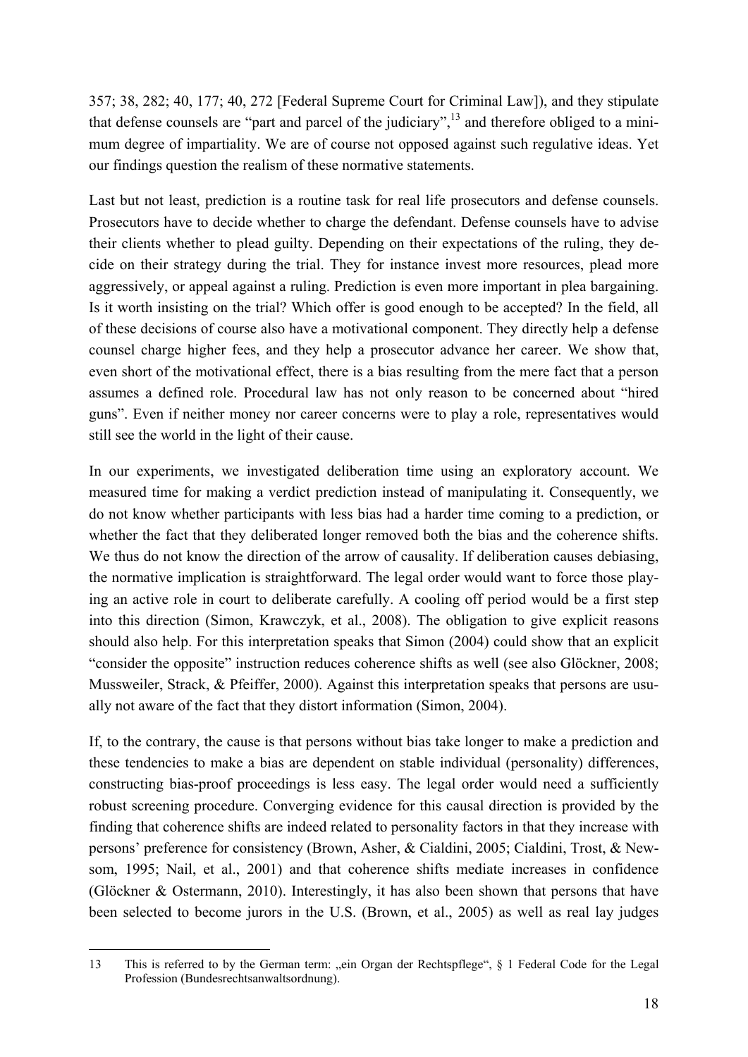357; 38, 282; 40, 177; 40, 272 [Federal Supreme Court for Criminal Law]), and they stipulate that defense counsels are "part and parcel of the judiciary",[13] and therefore obliged to a minimum degree of impartiality. We are of course not opposed against such regulative ideas. Yet our findings question the realism of these normative statements.

Last but not least, prediction is a routine task for real life prosecutors and defense counsels. Prosecutors have to decide whether to charge the defendant. Defense counsels have to advise their clients whether to plead guilty. Depending on their expectations of the ruling, they decide on their strategy during the trial. They for instance invest more resources, plead more aggressively, or appeal against a ruling. Prediction is even more important in plea bargaining. Is it worth insisting on the trial? Which offer is good enough to be accepted? In the field, all of these decisions of course also have a motivational component. They directly help a defense counsel charge higher fees, and they help a prosecutor advance her career. We show that, even short of the motivational effect, there is a bias resulting from the mere fact that a person assumes a defined role. Procedural law has not only reason to be concerned about "hired guns". Even if neither money nor career concerns were to play a role, representatives would still see the world in the light of their cause.

In our experiments, we investigated deliberation time using an exploratory account. We measured time for making a verdict prediction instead of manipulating it. Consequently, we do not know whether participants with less bias had a harder time coming to a prediction, or whether the fact that they deliberated longer removed both the bias and the coherence shifts. We thus do not know the direction of the arrow of causality. If deliberation causes debiasing, the normative implication is straightforward. The legal order would want to force those playing an active role in court to deliberate carefully. A cooling off period would be a first step into this direction (Simon, Krawczyk, et al., 2008). The obligation to give explicit reasons should also help. For this interpretation speaks that Simon (2004) could show that an explicit "consider the opposite" instruction reduces coherence shifts as well (see also Glöckner, 2008; Mussweiler, Strack, & Pfeiffer, 2000). Against this interpretation speaks that persons are usually not aware of the fact that they distort information (Simon, 2004).

If, to the contrary, the cause is that persons without bias take longer to make a prediction and these tendencies to make a bias are dependent on stable individual (personality) differences, constructing bias-proof proceedings is less easy. The legal order would need a sufficiently robust screening procedure. Converging evidence for this causal direction is provided by the finding that coherence shifts are indeed related to personality factors in that they increase with persons' preference for consistency (Brown, Asher, & Cialdini, 2005; Cialdini, Trost, & Newsom, 1995; Nail, et al., 2001) and that coherence shifts mediate increases in confidence (Glöckner & Ostermann, 2010). Interestingly, it has also been shown that persons that have been selected to become jurors in the U.S. (Brown, et al., 2005) as well as real lay judges

---

13 This is referred to by the German term: „ein Organ der Rechtspflege", § 1 Federal Code for the Legal Profession (Bundesrechtsanwaltsordnung).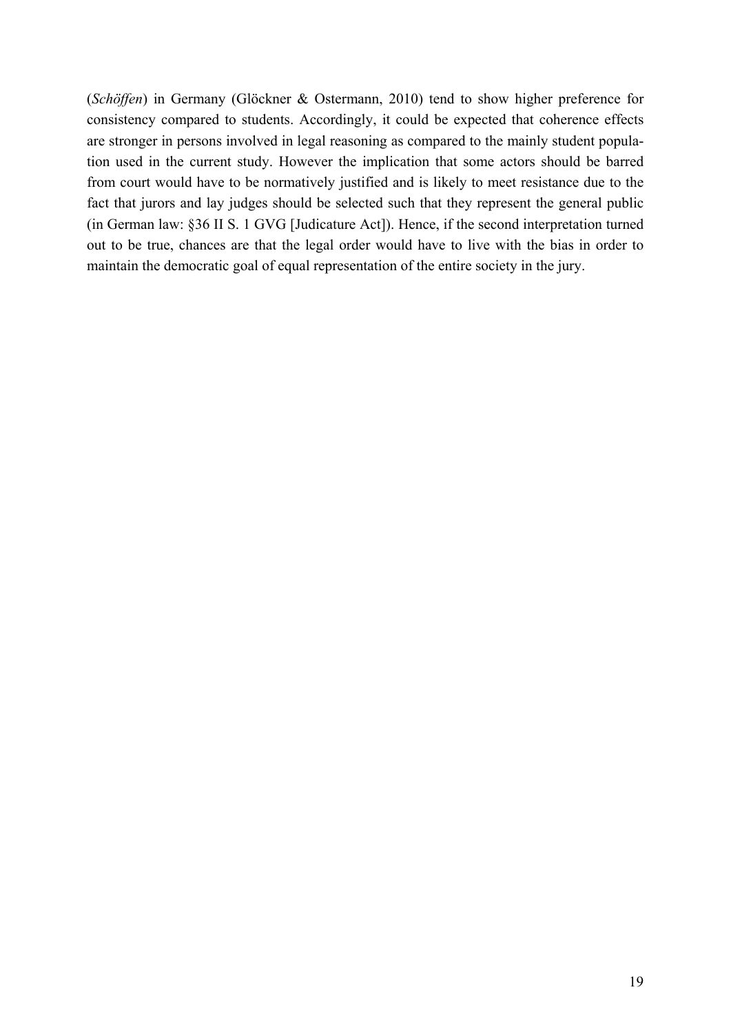(*Schöffen*) in Germany (Glöckner & Ostermann, 2010) tend to show higher preference for consistency compared to students. Accordingly, it could be expected that coherence effects are stronger in persons involved in legal reasoning as compared to the mainly student population used in the current study. However the implication that some actors should be barred from court would have to be normatively justified and is likely to meet resistance due to the fact that jurors and lay judges should be selected such that they represent the general public (in German law: §36 II S. 1 GVG [Judicature Act]). Hence, if the second interpretation turned out to be true, chances are that the legal order would have to live with the bias in order to maintain the democratic goal of equal representation of the entire society in the jury.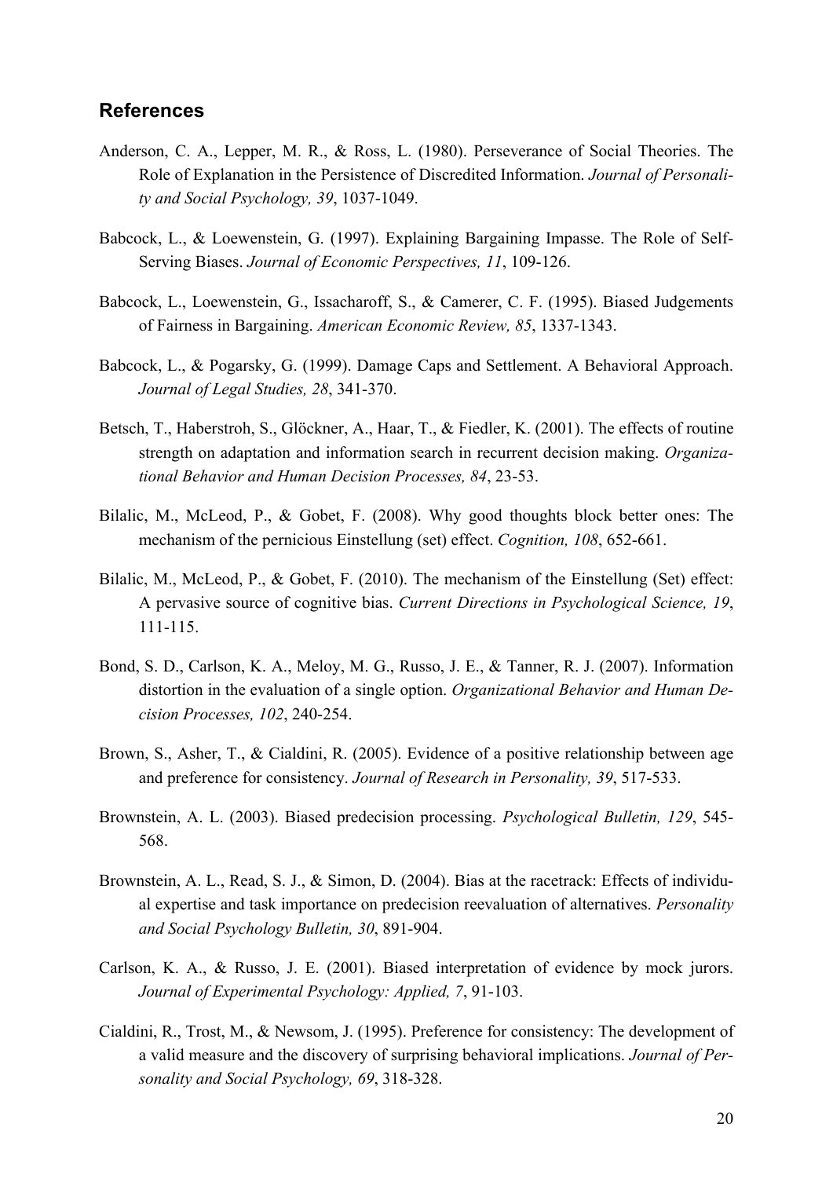## References

Anderson, C. A., Lepper, M. R., & Ross, L. (1980). Perseverance of Social Theories. The Role of Explanation in the Persistence of Discredited Information. *Journal of Personality and Social Psychology, 39*, 1037-1049.

Babcock, L., & Loewenstein, G. (1997). Explaining Bargaining Impasse. The Role of Self-Serving Biases. *Journal of Economic Perspectives, 11*, 109-126.

Babcock, L., Loewenstein, G., Issacharoff, S., & Camerer, C. F. (1995). Biased Judgements of Fairness in Bargaining. *American Economic Review, 85*, 1337-1343.

Babcock, L., & Pogarsky, G. (1999). Damage Caps and Settlement. A Behavioral Approach. *Journal of Legal Studies, 28*, 341-370.

Betsch, T., Haberstroh, S., Glöckner, A., Haar, T., & Fiedler, K. (2001). The effects of routine strength on adaptation and information search in recurrent decision making. *Organizational Behavior and Human Decision Processes, 84*, 23-53.

Bilalic, M., McLeod, P., & Gobet, F. (2008). Why good thoughts block better ones: The mechanism of the pernicious Einstellung (set) effect. *Cognition, 108*, 652-661.

Bilalic, M., McLeod, P., & Gobet, F. (2010). The mechanism of the Einstellung (Set) effect: A pervasive source of cognitive bias. *Current Directions in Psychological Science, 19*, 111-115.

Bond, S. D., Carlson, K. A., Meloy, M. G., Russo, J. E., & Tanner, R. J. (2007). Information distortion in the evaluation of a single option. *Organizational Behavior and Human Decision Processes, 102*, 240-254.

Brown, S., Asher, T., & Cialdini, R. (2005). Evidence of a positive relationship between age and preference for consistency. *Journal of Research in Personality, 39*, 517-533.

Brownstein, A. L. (2003). Biased predecision processing. *Psychological Bulletin, 129*, 545-568.

Brownstein, A. L., Read, S. J., & Simon, D. (2004). Bias at the racetrack: Effects of individual expertise and task importance on predecision reevaluation of alternatives. *Personality and Social Psychology Bulletin, 30*, 891-904.

Carlson, K. A., & Russo, J. E. (2001). Biased interpretation of evidence by mock jurors. *Journal of Experimental Psychology: Applied, 7*, 91-103.

Cialdini, R., Trost, M., & Newsom, J. (1995). Preference for consistency: The development of a valid measure and the discovery of surprising behavioral implications. *Journal of Personality and Social Psychology, 69*, 318-328.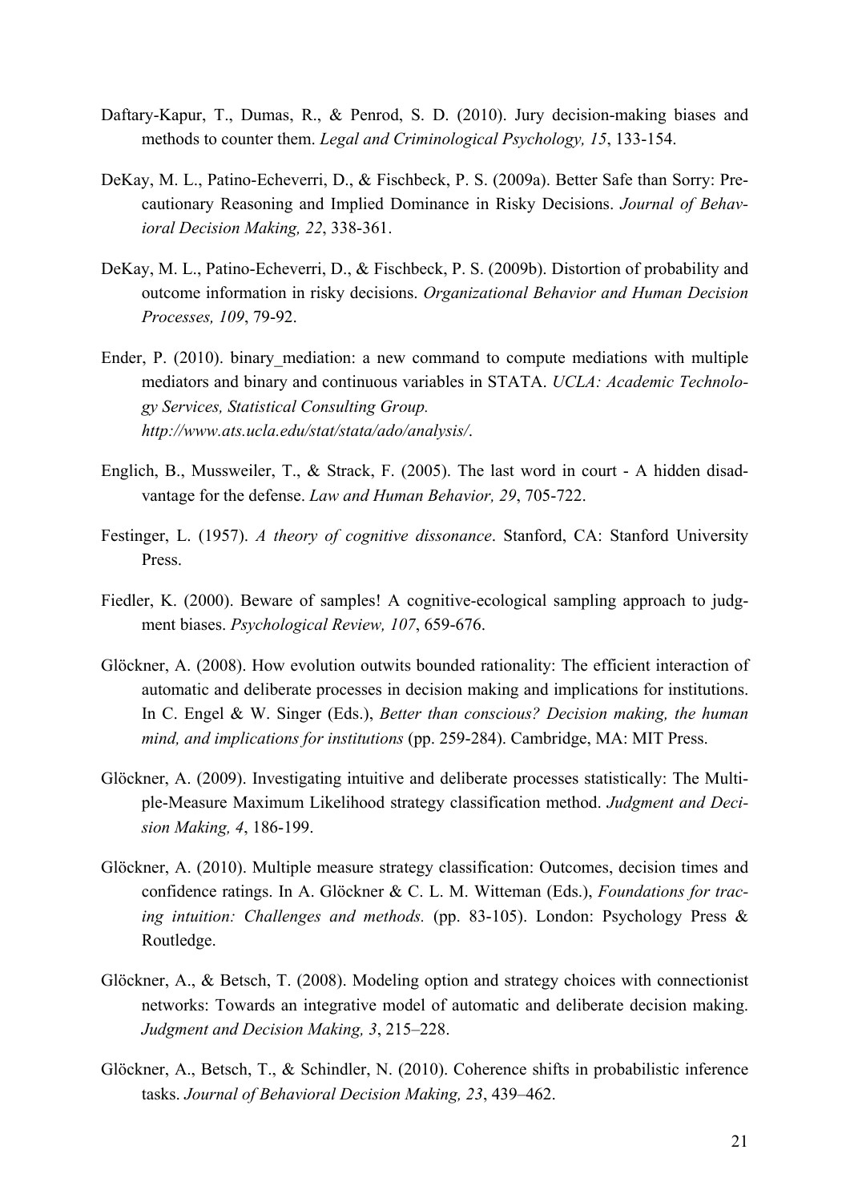Daftary-Kapur, T., Dumas, R., & Penrod, S. D. (2010). Jury decision-making biases and methods to counter them. *Legal and Criminological Psychology, 15*, 133-154.

DeKay, M. L., Patino-Echeverri, D., & Fischbeck, P. S. (2009a). Better Safe than Sorry: Precautionary Reasoning and Implied Dominance in Risky Decisions. *Journal of Behavioral Decision Making, 22*, 338-361.

DeKay, M. L., Patino-Echeverri, D., & Fischbeck, P. S. (2009b). Distortion of probability and outcome information in risky decisions. *Organizational Behavior and Human Decision Processes, 109*, 79-92.

Ender, P. (2010). binary_mediation: a new command to compute mediations with multiple mediators and binary and continuous variables in STATA. *UCLA: Academic Technology Services, Statistical Consulting Group. http://www.ats.ucla.edu/stat/stata/ado/analysis/*.

Englich, B., Mussweiler, T., & Strack, F. (2005). The last word in court - A hidden disadvantage for the defense. *Law and Human Behavior, 29*, 705-722.

Festinger, L. (1957). *A theory of cognitive dissonance*. Stanford, CA: Stanford University Press.

Fiedler, K. (2000). Beware of samples! A cognitive-ecological sampling approach to judgment biases. *Psychological Review, 107*, 659-676.

Glöckner, A. (2008). How evolution outwits bounded rationality: The efficient interaction of automatic and deliberate processes in decision making and implications for institutions. In C. Engel & W. Singer (Eds.), *Better than conscious? Decision making, the human mind, and implications for institutions* (pp. 259-284). Cambridge, MA: MIT Press.

Glöckner, A. (2009). Investigating intuitive and deliberate processes statistically: The Multiple-Measure Maximum Likelihood strategy classification method. *Judgment and Decision Making, 4*, 186-199.

Glöckner, A. (2010). Multiple measure strategy classification: Outcomes, decision times and confidence ratings. In A. Glöckner & C. L. M. Witteman (Eds.), *Foundations for tracing intuition: Challenges and methods.* (pp. 83-105). London: Psychology Press & Routledge.

Glöckner, A., & Betsch, T. (2008). Modeling option and strategy choices with connectionist networks: Towards an integrative model of automatic and deliberate decision making. *Judgment and Decision Making, 3*, 215–228.

Glöckner, A., Betsch, T., & Schindler, N. (2010). Coherence shifts in probabilistic inference tasks. *Journal of Behavioral Decision Making, 23*, 439–462.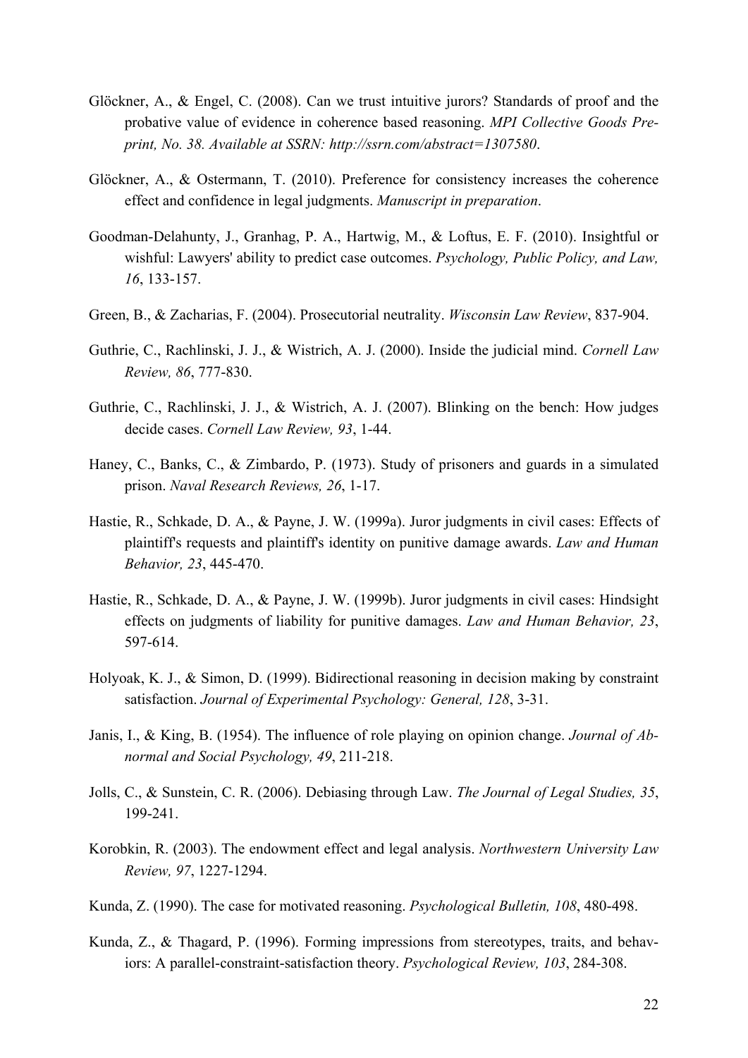Glöckner, A., & Engel, C. (2008). Can we trust intuitive jurors? Standards of proof and the probative value of evidence in coherence based reasoning. *MPI Collective Goods Preprint, No. 38. Available at SSRN: http://ssrn.com/abstract=1307580*.

Glöckner, A., & Ostermann, T. (2010). Preference for consistency increases the coherence effect and confidence in legal judgments. *Manuscript in preparation*.

Goodman-Delahunty, J., Granhag, P. A., Hartwig, M., & Loftus, E. F. (2010). Insightful or wishful: Lawyers' ability to predict case outcomes. *Psychology, Public Policy, and Law, 16*, 133-157.

Green, B., & Zacharias, F. (2004). Prosecutorial neutrality. *Wisconsin Law Review*, 837-904.

Guthrie, C., Rachlinski, J. J., & Wistrich, A. J. (2000). Inside the judicial mind. *Cornell Law Review, 86*, 777-830.

Guthrie, C., Rachlinski, J. J., & Wistrich, A. J. (2007). Blinking on the bench: How judges decide cases. *Cornell Law Review, 93*, 1-44.

Haney, C., Banks, C., & Zimbardo, P. (1973). Study of prisoners and guards in a simulated prison. *Naval Research Reviews, 26*, 1-17.

Hastie, R., Schkade, D. A., & Payne, J. W. (1999a). Juror judgments in civil cases: Effects of plaintiff's requests and plaintiff's identity on punitive damage awards. *Law and Human Behavior, 23*, 445-470.

Hastie, R., Schkade, D. A., & Payne, J. W. (1999b). Juror judgments in civil cases: Hindsight effects on judgments of liability for punitive damages. *Law and Human Behavior, 23*, 597-614.

Holyoak, K. J., & Simon, D. (1999). Bidirectional reasoning in decision making by constraint satisfaction. *Journal of Experimental Psychology: General, 128*, 3-31.

Janis, I., & King, B. (1954). The influence of role playing on opinion change. *Journal of Abnormal and Social Psychology, 49*, 211-218.

Jolls, C., & Sunstein, C. R. (2006). Debiasing through Law. *The Journal of Legal Studies, 35*, 199-241.

Korobkin, R. (2003). The endowment effect and legal analysis. *Northwestern University Law Review, 97*, 1227-1294.

Kunda, Z. (1990). The case for motivated reasoning. *Psychological Bulletin, 108*, 480-498.

Kunda, Z., & Thagard, P. (1996). Forming impressions from stereotypes, traits, and behaviors: A parallel-constraint-satisfaction theory. *Psychological Review, 103*, 284-308.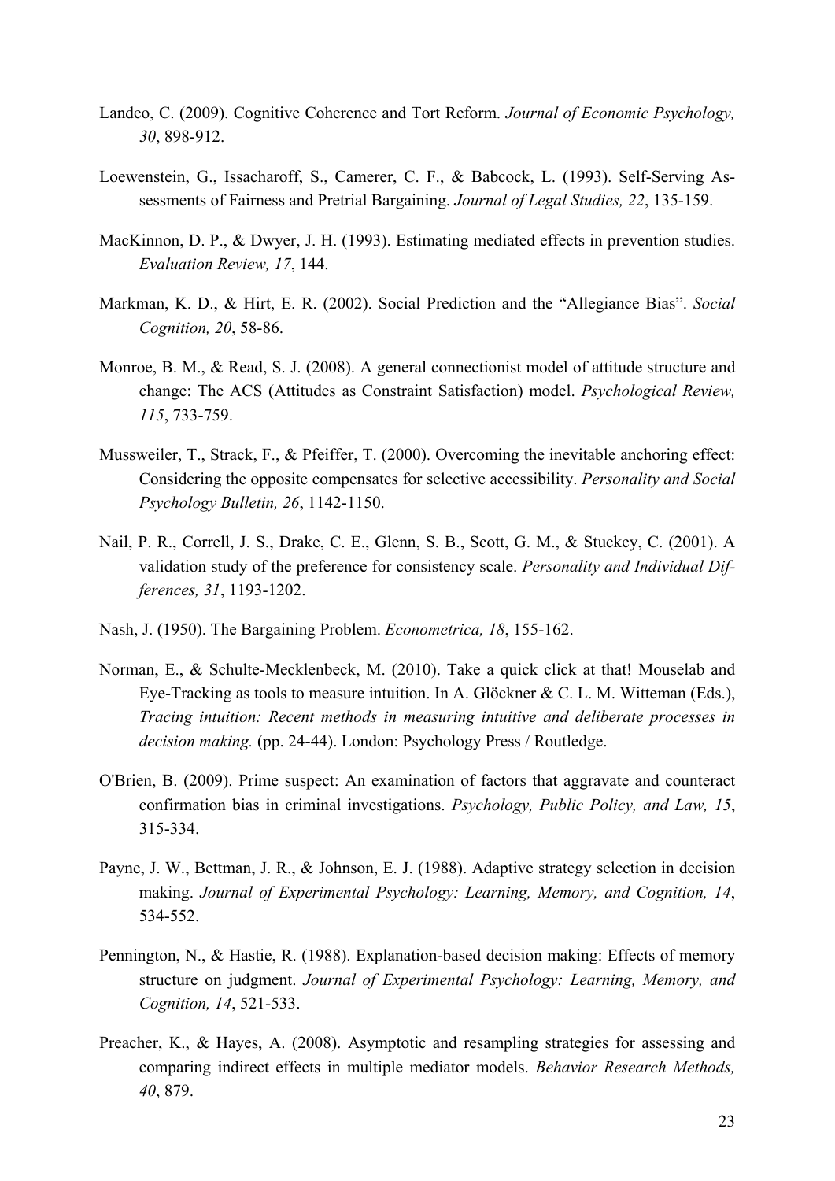Landeo, C. (2009). Cognitive Coherence and Tort Reform. *Journal of Economic Psychology, 30*, 898-912.

Loewenstein, G., Issacharoff, S., Camerer, C. F., & Babcock, L. (1993). Self-Serving Assessments of Fairness and Pretrial Bargaining. *Journal of Legal Studies, 22*, 135-159.

MacKinnon, D. P., & Dwyer, J. H. (1993). Estimating mediated effects in prevention studies. *Evaluation Review, 17*, 144.

Markman, K. D., & Hirt, E. R. (2002). Social Prediction and the "Allegiance Bias". *Social Cognition, 20*, 58-86.

Monroe, B. M., & Read, S. J. (2008). A general connectionist model of attitude structure and change: The ACS (Attitudes as Constraint Satisfaction) model. *Psychological Review, 115*, 733-759.

Mussweiler, T., Strack, F., & Pfeiffer, T. (2000). Overcoming the inevitable anchoring effect: Considering the opposite compensates for selective accessibility. *Personality and Social Psychology Bulletin, 26*, 1142-1150.

Nail, P. R., Correll, J. S., Drake, C. E., Glenn, S. B., Scott, G. M., & Stuckey, C. (2001). A validation study of the preference for consistency scale. *Personality and Individual Differences, 31*, 1193-1202.

Nash, J. (1950). The Bargaining Problem. *Econometrica, 18*, 155-162.

Norman, E., & Schulte-Mecklenbeck, M. (2010). Take a quick click at that! Mouselab and Eye-Tracking as tools to measure intuition. In A. Glöckner & C. L. M. Witteman (Eds.), *Tracing intuition: Recent methods in measuring intuitive and deliberate processes in decision making.* (pp. 24-44). London: Psychology Press / Routledge.

O'Brien, B. (2009). Prime suspect: An examination of factors that aggravate and counteract confirmation bias in criminal investigations. *Psychology, Public Policy, and Law, 15*, 315-334.

Payne, J. W., Bettman, J. R., & Johnson, E. J. (1988). Adaptive strategy selection in decision making. *Journal of Experimental Psychology: Learning, Memory, and Cognition, 14*, 534-552.

Pennington, N., & Hastie, R. (1988). Explanation-based decision making: Effects of memory structure on judgment. *Journal of Experimental Psychology: Learning, Memory, and Cognition, 14*, 521-533.

Preacher, K., & Hayes, A. (2008). Asymptotic and resampling strategies for assessing and comparing indirect effects in multiple mediator models. *Behavior Research Methods, 40*, 879.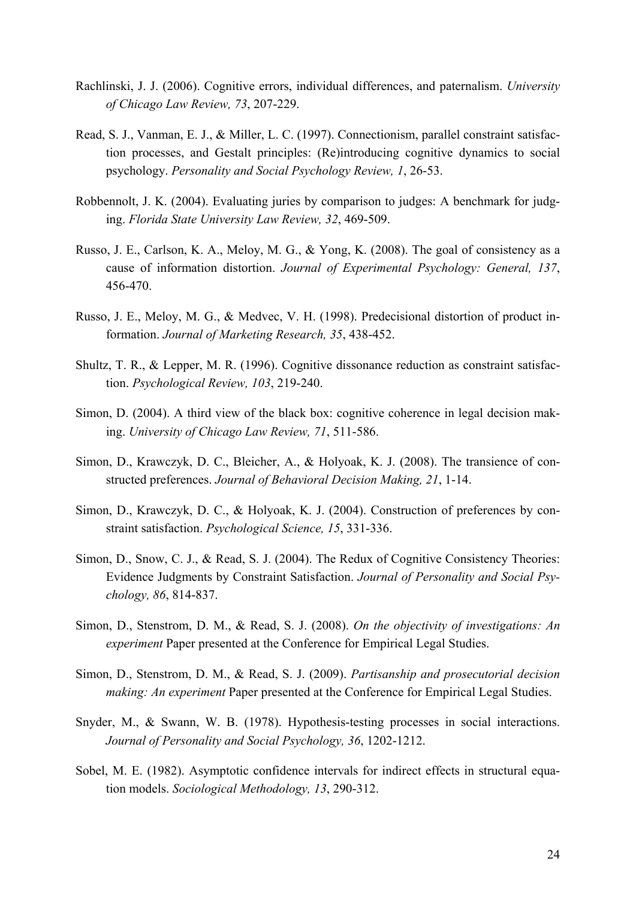Rachlinski, J. J. (2006). Cognitive errors, individual differences, and paternalism. *University of Chicago Law Review, 73*, 207-229.

Read, S. J., Vanman, E. J., & Miller, L. C. (1997). Connectionism, parallel constraint satisfaction processes, and Gestalt principles: (Re)introducing cognitive dynamics to social psychology. *Personality and Social Psychology Review, 1*, 26-53.

Robbennolt, J. K. (2004). Evaluating juries by comparison to judges: A benchmark for judging. *Florida State University Law Review, 32*, 469-509.

Russo, J. E., Carlson, K. A., Meloy, M. G., & Yong, K. (2008). The goal of consistency as a cause of information distortion. *Journal of Experimental Psychology: General, 137*, 456-470.

Russo, J. E., Meloy, M. G., & Medvec, V. H. (1998). Predecisional distortion of product information. *Journal of Marketing Research, 35*, 438-452.

Shultz, T. R., & Lepper, M. R. (1996). Cognitive dissonance reduction as constraint satisfaction. *Psychological Review, 103*, 219-240.

Simon, D. (2004). A third view of the black box: cognitive coherence in legal decision making. *University of Chicago Law Review, 71*, 511-586.

Simon, D., Krawczyk, D. C., Bleicher, A., & Holyoak, K. J. (2008). The transience of constructed preferences. *Journal of Behavioral Decision Making, 21*, 1-14.

Simon, D., Krawczyk, D. C., & Holyoak, K. J. (2004). Construction of preferences by constraint satisfaction. *Psychological Science, 15*, 331-336.

Simon, D., Snow, C. J., & Read, S. J. (2004). The Redux of Cognitive Consistency Theories: Evidence Judgments by Constraint Satisfaction. *Journal of Personality and Social Psychology, 86*, 814-837.

Simon, D., Stenstrom, D. M., & Read, S. J. (2008). *On the objectivity of investigations: An experiment* Paper presented at the Conference for Empirical Legal Studies.

Simon, D., Stenstrom, D. M., & Read, S. J. (2009). *Partisanship and prosecutorial decision making: An experiment* Paper presented at the Conference for Empirical Legal Studies.

Snyder, M., & Swann, W. B. (1978). Hypothesis-testing processes in social interactions. *Journal of Personality and Social Psychology, 36*, 1202-1212.

Sobel, M. E. (1982). Asymptotic confidence intervals for indirect effects in structural equation models. *Sociological Methodology, 13*, 290-312.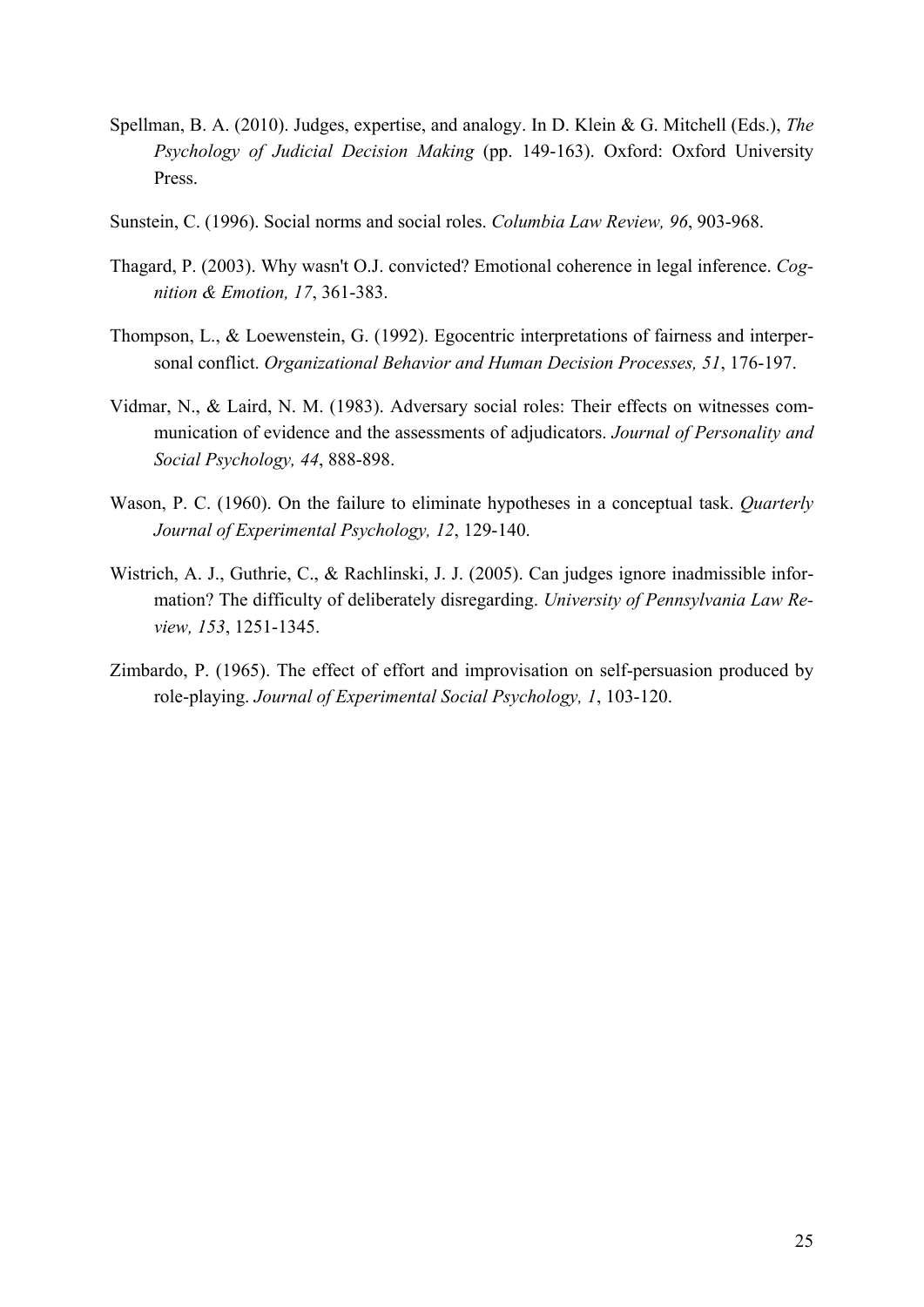Spellman, B. A. (2010). Judges, expertise, and analogy. In D. Klein & G. Mitchell (Eds.), *The Psychology of Judicial Decision Making* (pp. 149-163). Oxford: Oxford University Press.

Sunstein, C. (1996). Social norms and social roles. *Columbia Law Review, 96*, 903-968.

Thagard, P. (2003). Why wasn't O.J. convicted? Emotional coherence in legal inference. *Cognition & Emotion, 17*, 361-383.

Thompson, L., & Loewenstein, G. (1992). Egocentric interpretations of fairness and interpersonal conflict. *Organizational Behavior and Human Decision Processes, 51*, 176-197.

Vidmar, N., & Laird, N. M. (1983). Adversary social roles: Their effects on witnesses communication of evidence and the assessments of adjudicators. *Journal of Personality and Social Psychology, 44*, 888-898.

Wason, P. C. (1960). On the failure to eliminate hypotheses in a conceptual task. *Quarterly Journal of Experimental Psychology, 12*, 129-140.

Wistrich, A. J., Guthrie, C., & Rachlinski, J. J. (2005). Can judges ignore inadmissible information? The difficulty of deliberately disregarding. *University of Pennsylvania Law Review, 153*, 1251-1345.

Zimbardo, P. (1965). The effect of effort and improvisation on self-persuasion produced by role-playing. *Journal of Experimental Social Psychology, 1*, 103-120.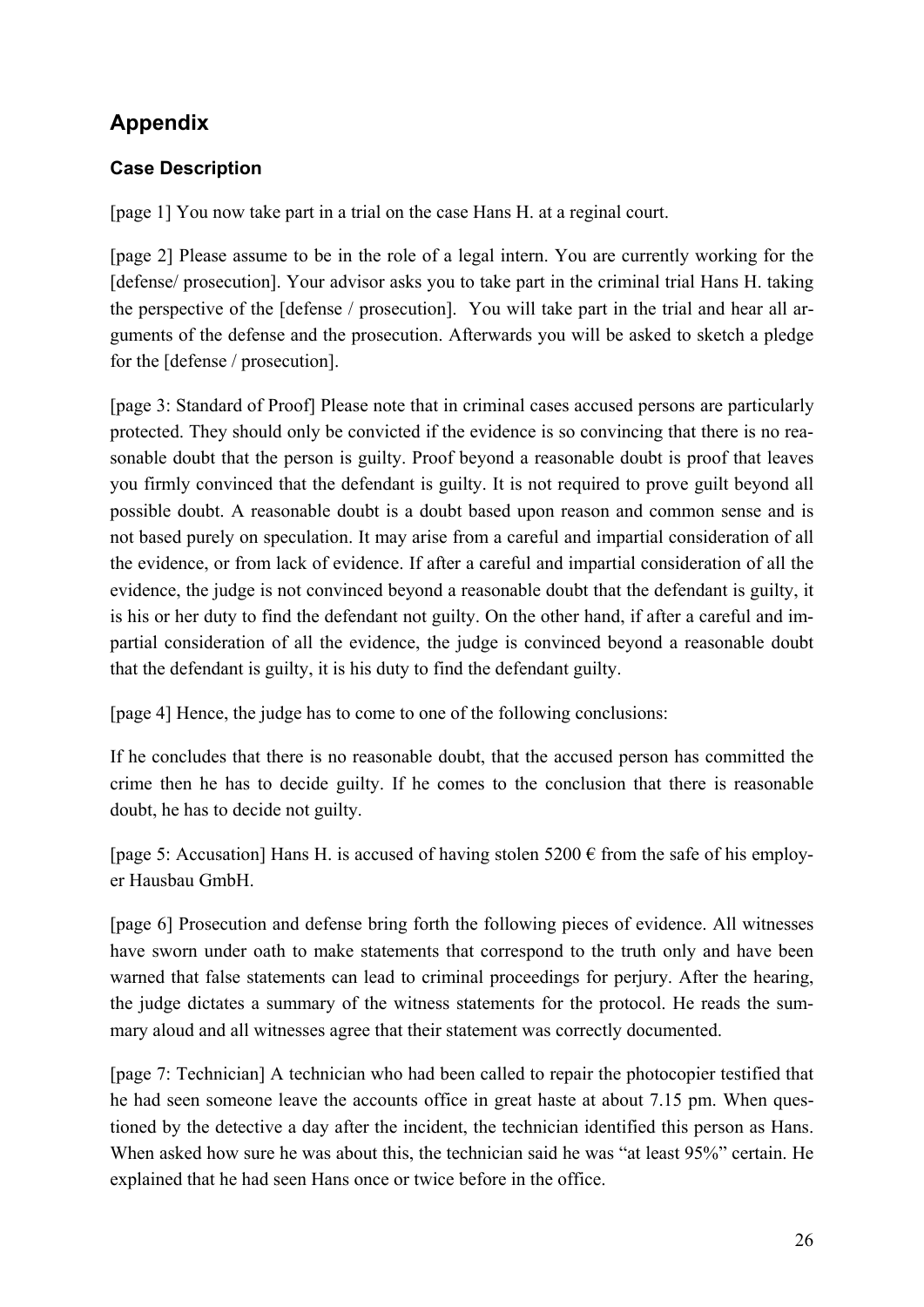## Appendix

### Case Description

[page 1] You now take part in a trial on the case Hans H. at a reginal court.

[page 2] Please assume to be in the role of a legal intern. You are currently working for the [defense/ prosecution]. Your advisor asks you to take part in the criminal trial Hans H. taking the perspective of the [defense / prosecution]. You will take part in the trial and hear all arguments of the defense and the prosecution. Afterwards you will be asked to sketch a pledge for the [defense / prosecution].

[page 3: Standard of Proof] Please note that in criminal cases accused persons are particularly protected. They should only be convicted if the evidence is so convincing that there is no reasonable doubt that the person is guilty. Proof beyond a reasonable doubt is proof that leaves you firmly convinced that the defendant is guilty. It is not required to prove guilt beyond all possible doubt. A reasonable doubt is a doubt based upon reason and common sense and is not based purely on speculation. It may arise from a careful and impartial consideration of all the evidence, or from lack of evidence. If after a careful and impartial consideration of all the evidence, the judge is not convinced beyond a reasonable doubt that the defendant is guilty, it is his or her duty to find the defendant not guilty. On the other hand, if after a careful and impartial consideration of all the evidence, the judge is convinced beyond a reasonable doubt that the defendant is guilty, it is his duty to find the defendant guilty.

[page 4] Hence, the judge has to come to one of the following conclusions:

If he concludes that there is no reasonable doubt, that the accused person has committed the crime then he has to decide guilty. If he comes to the conclusion that there is reasonable doubt, he has to decide not guilty.

[page 5: Accusation] Hans H. is accused of having stolen 5200 € from the safe of his employer Hausbau GmbH.

[page 6] Prosecution and defense bring forth the following pieces of evidence. All witnesses have sworn under oath to make statements that correspond to the truth only and have been warned that false statements can lead to criminal proceedings for perjury. After the hearing, the judge dictates a summary of the witness statements for the protocol. He reads the summary aloud and all witnesses agree that their statement was correctly documented.

[page 7: Technician] A technician who had been called to repair the photocopier testified that he had seen someone leave the accounts office in great haste at about 7.15 pm. When questioned by the detective a day after the incident, the technician identified this person as Hans. When asked how sure he was about this, the technician said he was "at least 95%" certain. He explained that he had seen Hans once or twice before in the office.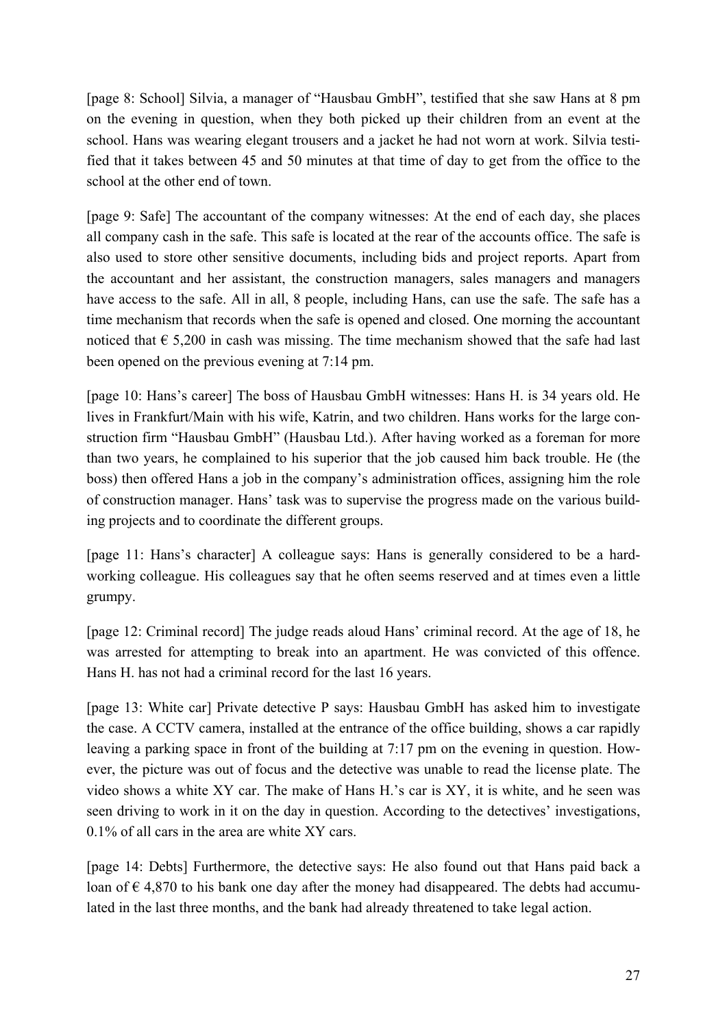[page 8: School] Silvia, a manager of "Hausbau GmbH", testified that she saw Hans at 8 pm on the evening in question, when they both picked up their children from an event at the school. Hans was wearing elegant trousers and a jacket he had not worn at work. Silvia testified that it takes between 45 and 50 minutes at that time of day to get from the office to the school at the other end of town.

[page 9: Safe] The accountant of the company witnesses: At the end of each day, she places all company cash in the safe. This safe is located at the rear of the accounts office. The safe is also used to store other sensitive documents, including bids and project reports. Apart from the accountant and her assistant, the construction managers, sales managers and managers have access to the safe. All in all, 8 people, including Hans, can use the safe. The safe has a time mechanism that records when the safe is opened and closed. One morning the accountant noticed that € 5,200 in cash was missing. The time mechanism showed that the safe had last been opened on the previous evening at 7:14 pm.

[page 10: Hans's career] The boss of Hausbau GmbH witnesses: Hans H. is 34 years old. He lives in Frankfurt/Main with his wife, Katrin, and two children. Hans works for the large construction firm "Hausbau GmbH" (Hausbau Ltd.). After having worked as a foreman for more than two years, he complained to his superior that the job caused him back trouble. He (the boss) then offered Hans a job in the company's administration offices, assigning him the role of construction manager. Hans' task was to supervise the progress made on the various building projects and to coordinate the different groups.

[page 11: Hans's character] A colleague says: Hans is generally considered to be a hardworking colleague. His colleagues say that he often seems reserved and at times even a little grumpy.

[page 12: Criminal record] The judge reads aloud Hans' criminal record. At the age of 18, he was arrested for attempting to break into an apartment. He was convicted of this offence. Hans H. has not had a criminal record for the last 16 years.

[page 13: White car] Private detective P says: Hausbau GmbH has asked him to investigate the case. A CCTV camera, installed at the entrance of the office building, shows a car rapidly leaving a parking space in front of the building at 7:17 pm on the evening in question. However, the picture was out of focus and the detective was unable to read the license plate. The video shows a white XY car. The make of Hans H.'s car is XY, it is white, and he seen was seen driving to work in it on the day in question. According to the detectives' investigations, 0.1% of all cars in the area are white XY cars.

[page 14: Debts] Furthermore, the detective says: He also found out that Hans paid back a loan of € 4,870 to his bank one day after the money had disappeared. The debts had accumulated in the last three months, and the bank had already threatened to take legal action.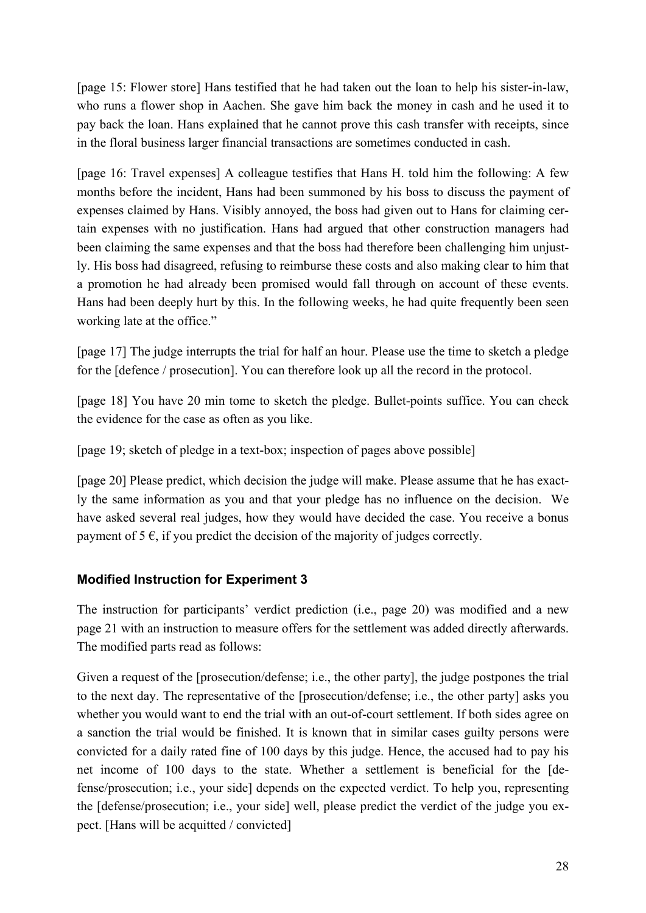[page 15: Flower store] Hans testified that he had taken out the loan to help his sister-in-law, who runs a flower shop in Aachen. She gave him back the money in cash and he used it to pay back the loan. Hans explained that he cannot prove this cash transfer with receipts, since in the floral business larger financial transactions are sometimes conducted in cash.

[page 16: Travel expenses] A colleague testifies that Hans H. told him the following: A few months before the incident, Hans had been summoned by his boss to discuss the payment of expenses claimed by Hans. Visibly annoyed, the boss had given out to Hans for claiming certain expenses with no justification. Hans had argued that other construction managers had been claiming the same expenses and that the boss had therefore been challenging him unjustly. His boss had disagreed, refusing to reimburse these costs and also making clear to him that a promotion he had already been promised would fall through on account of these events. Hans had been deeply hurt by this. In the following weeks, he had quite frequently been seen working late at the office."

[page 17] The judge interrupts the trial for half an hour. Please use the time to sketch a pledge for the [defence / prosecution]. You can therefore look up all the record in the protocol.

[page 18] You have 20 min tome to sketch the pledge. Bullet-points suffice. You can check the evidence for the case as often as you like.

[page 19; sketch of pledge in a text-box; inspection of pages above possible]

[page 20] Please predict, which decision the judge will make. Please assume that he has exactly the same information as you and that your pledge has no influence on the decision. We have asked several real judges, how they would have decided the case. You receive a bonus payment of 5 €, if you predict the decision of the majority of judges correctly.

### Modified Instruction for Experiment 3

The instruction for participants' verdict prediction (i.e., page 20) was modified and a new page 21 with an instruction to measure offers for the settlement was added directly afterwards. The modified parts read as follows:

Given a request of the [prosecution/defense; i.e., the other party], the judge postpones the trial to the next day. The representative of the [prosecution/defense; i.e., the other party] asks you whether you would want to end the trial with an out-of-court settlement. If both sides agree on a sanction the trial would be finished. It is known that in similar cases guilty persons were convicted for a daily rated fine of 100 days by this judge. Hence, the accused had to pay his net income of 100 days to the state. Whether a settlement is beneficial for the [defense/prosecution; i.e., your side] depends on the expected verdict. To help you, representing the [defense/prosecution; i.e., your side] well, please predict the verdict of the judge you expect. [Hans will be acquitted / convicted]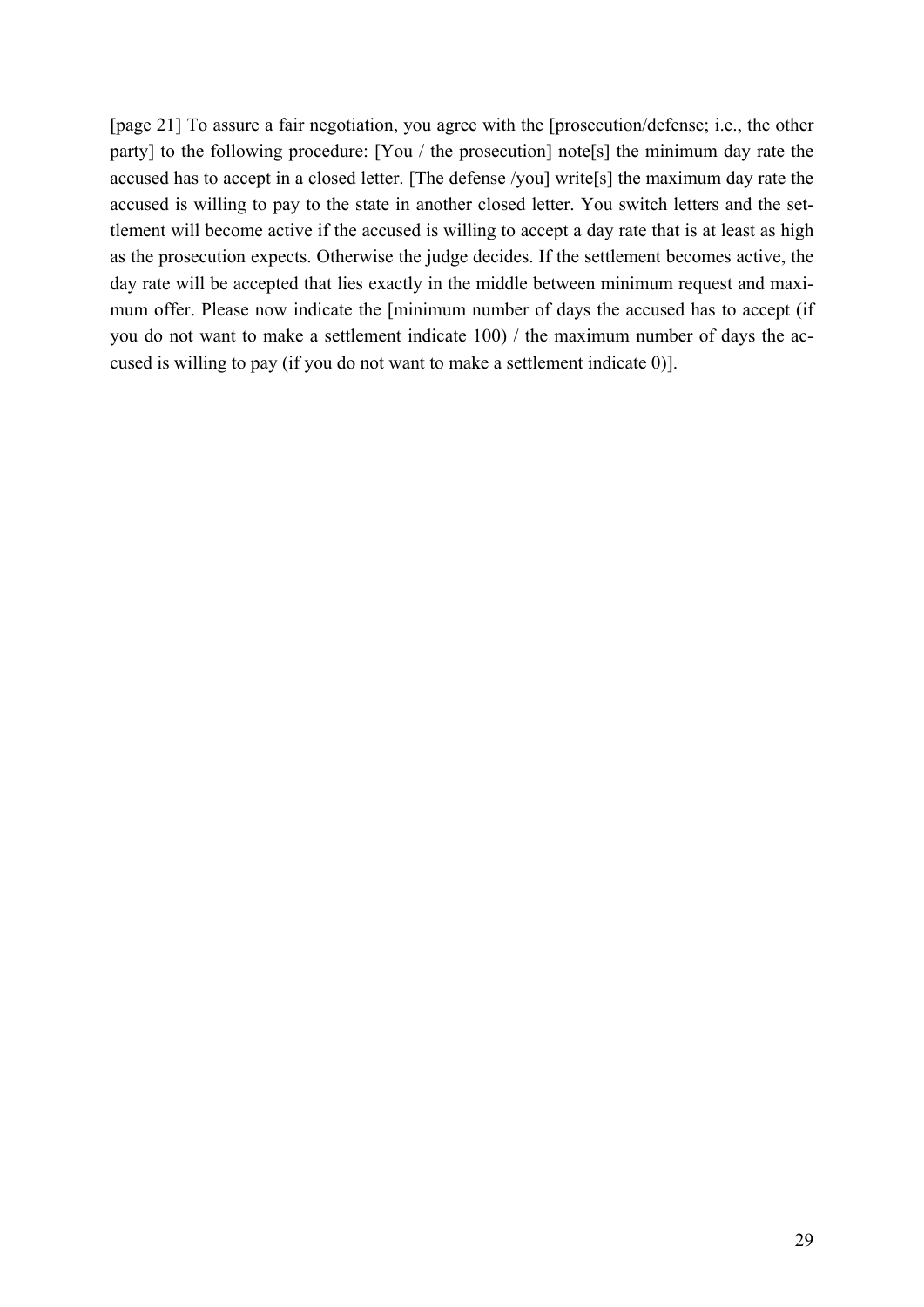[page 21] To assure a fair negotiation, you agree with the [prosecution/defense; i.e., the other party] to the following procedure: [You / the prosecution] note[s] the minimum day rate the accused has to accept in a closed letter. [The defense /you] write[s] the maximum day rate the accused is willing to pay to the state in another closed letter. You switch letters and the settlement will become active if the accused is willing to accept a day rate that is at least as high as the prosecution expects. Otherwise the judge decides. If the settlement becomes active, the day rate will be accepted that lies exactly in the middle between minimum request and maximum offer. Please now indicate the [minimum number of days the accused has to accept (if you do not want to make a settlement indicate 100) / the maximum number of days the accused is willing to pay (if you do not want to make a settlement indicate 0)].